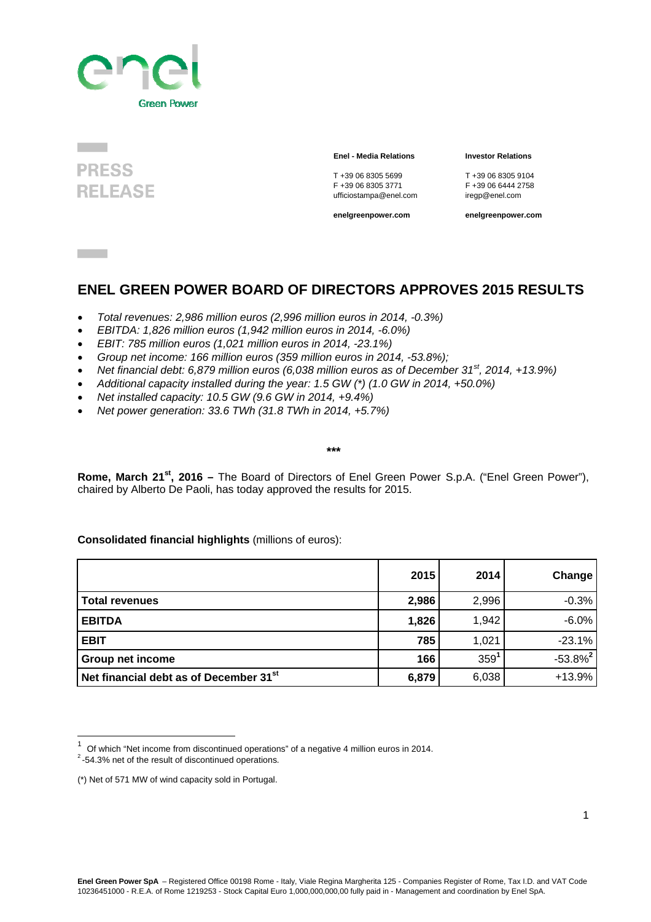**PRESS RELEASE**

**Enel - Media Relations**

T +39 06 8305 5699
F +39 06 8305 3771
ufficiostampa@enel.com

**enelgreenpower.com**

**Investor Relations**

T +39 06 8305 9104
F +39 06 6444 2758
iregp@enel.com

**enelgreenpower.com**

# ENEL GREEN POWER BOARD OF DIRECTORS APPROVES 2015 RESULTS

- *Total revenues: 2,986 million euros (2,996 million euros in 2014, -0.3%)*
- *EBITDA: 1,826 million euros (1,942 million euros in 2014, -6.0%)*
- *EBIT: 785 million euros (1,021 million euros in 2014, -23.1%)*
- *Group net income: 166 million euros (359 million euros in 2014, -53.8%);*
- *Net financial debt: 6,879 million euros (6,038 million euros as of December 31st, 2014, +13.9%)*
- *Additional capacity installed during the year: 1.5 GW (\*) (1.0 GW in 2014, +50.0%)*
- *Net installed capacity: 10.5 GW (9.6 GW in 2014, +9.4%)*
- *Net power generation: 33.6 TWh (31.8 TWh in 2014, +5.7%)*

\*\*\*

**Rome, March 21st, 2016 –** The Board of Directors of Enel Green Power S.p.A. ("Enel Green Power"), chaired by Alberto De Paoli, has today approved the results for 2015.

**Consolidated financial highlights** (millions of euros):

| | 2015 | 2014 | Change |
|---|---|---|---|
| **Total revenues** | **2,986** | 2,996 | -0.3% |
| **EBITDA** | **1,826** | 1,942 | -6.0% |
| **EBIT** | **785** | 1,021 | -23.1% |
| **Group net income** | **166** | 359[1] | -53.8%[2] |
| **Net financial debt as of December 31st** | **6,879** | 6,038 | +13.9% |

[1] Of which "Net income from discontinued operations" of a negative 4 million euros in 2014.
[2] -54.3% net of the result of discontinued operations.

(\*) Net of 571 MW of wind capacity sold in Portugal.

**Enel Green Power SpA** – Registered Office 00198 Rome - Italy, Viale Regina Margherita 125 - Companies Register of Rome, Tax I.D. and VAT Code 10236451000 - R.E.A. of Rome 1219253 - Stock Capital Euro 1,000,000,000,00 fully paid in - Management and coordination by Enel SpA.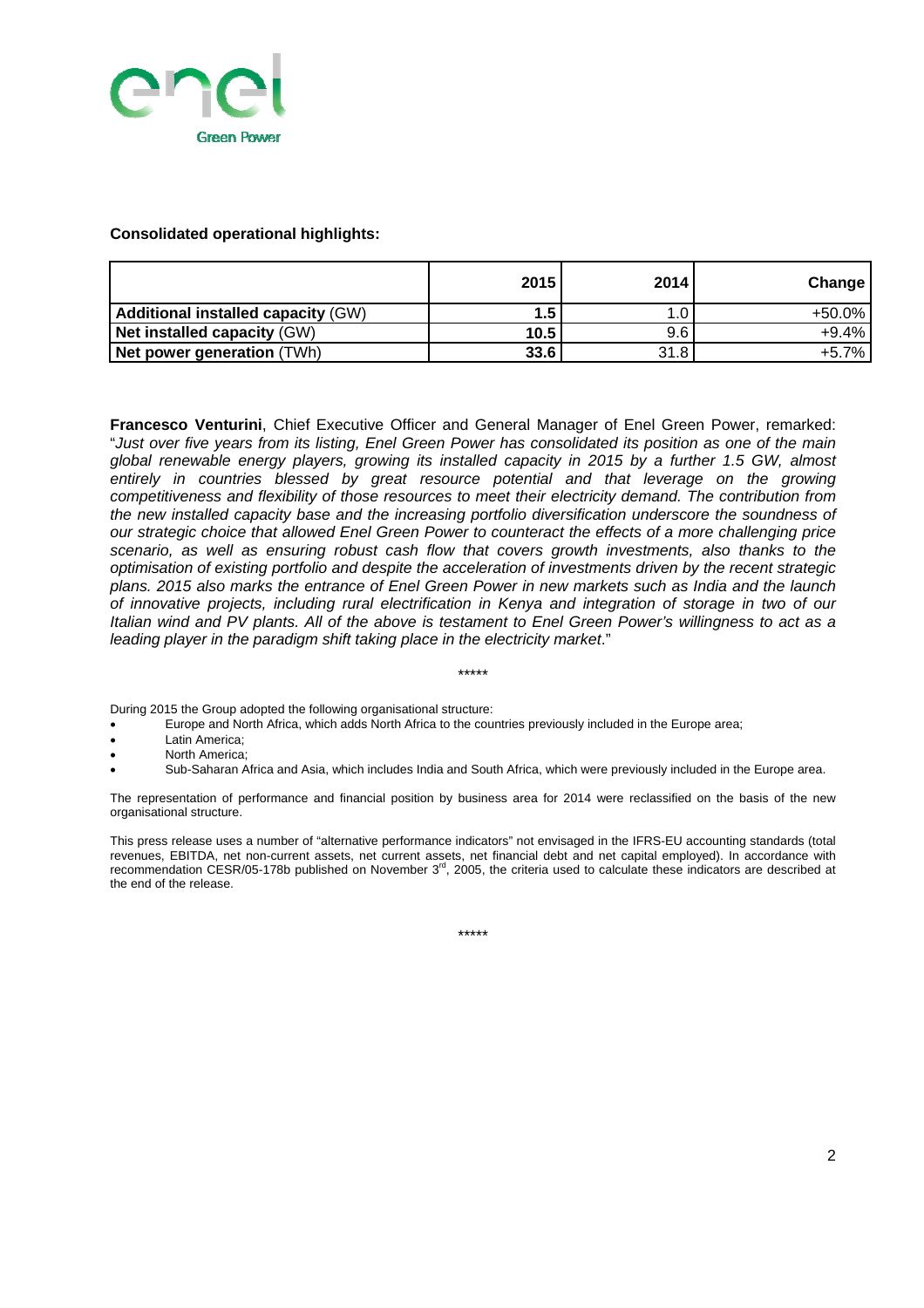**Consolidated operational highlights:**

| | 2015 | 2014 | Change |
|---|---|---|---|
| **Additional installed capacity** (GW) | **1.5** | 1.0 | +50.0% |
| **Net installed capacity** (GW) | **10.5** | 9.6 | +9.4% |
| **Net power generation** (TWh) | **33.6** | 31.8 | +5.7% |

**Francesco Venturini**, Chief Executive Officer and General Manager of Enel Green Power, remarked: "*Just over five years from its listing, Enel Green Power has consolidated its position as one of the main global renewable energy players, growing its installed capacity in 2015 by a further 1.5 GW, almost entirely in countries blessed by great resource potential and that leverage on the growing competitiveness and flexibility of those resources to meet their electricity demand. The contribution from the new installed capacity base and the increasing portfolio diversification underscore the soundness of our strategic choice that allowed Enel Green Power to counteract the effects of a more challenging price scenario, as well as ensuring robust cash flow that covers growth investments, also thanks to the optimisation of existing portfolio and despite the acceleration of investments driven by the recent strategic plans. 2015 also marks the entrance of Enel Green Power in new markets such as India and the launch of innovative projects, including rural electrification in Kenya and integration of storage in two of our Italian wind and PV plants. All of the above is testament to Enel Green Power's willingness to act as a leading player in the paradigm shift taking place in the electricity market*."

\*\*\*\*\*

During 2015 the Group adopted the following organisational structure:

- Europe and North Africa, which adds North Africa to the countries previously included in the Europe area;
- Latin America;
- North America;
- Sub-Saharan Africa and Asia, which includes India and South Africa, which were previously included in the Europe area.

The representation of performance and financial position by business area for 2014 were reclassified on the basis of the new organisational structure.

This press release uses a number of "alternative performance indicators" not envisaged in the IFRS-EU accounting standards (total revenues, EBITDA, net non-current assets, net current assets, net financial debt and net capital employed). In accordance with recommendation CESR/05-178b published on November 3rd, 2005, the criteria used to calculate these indicators are described at the end of the release.

\*\*\*\*\*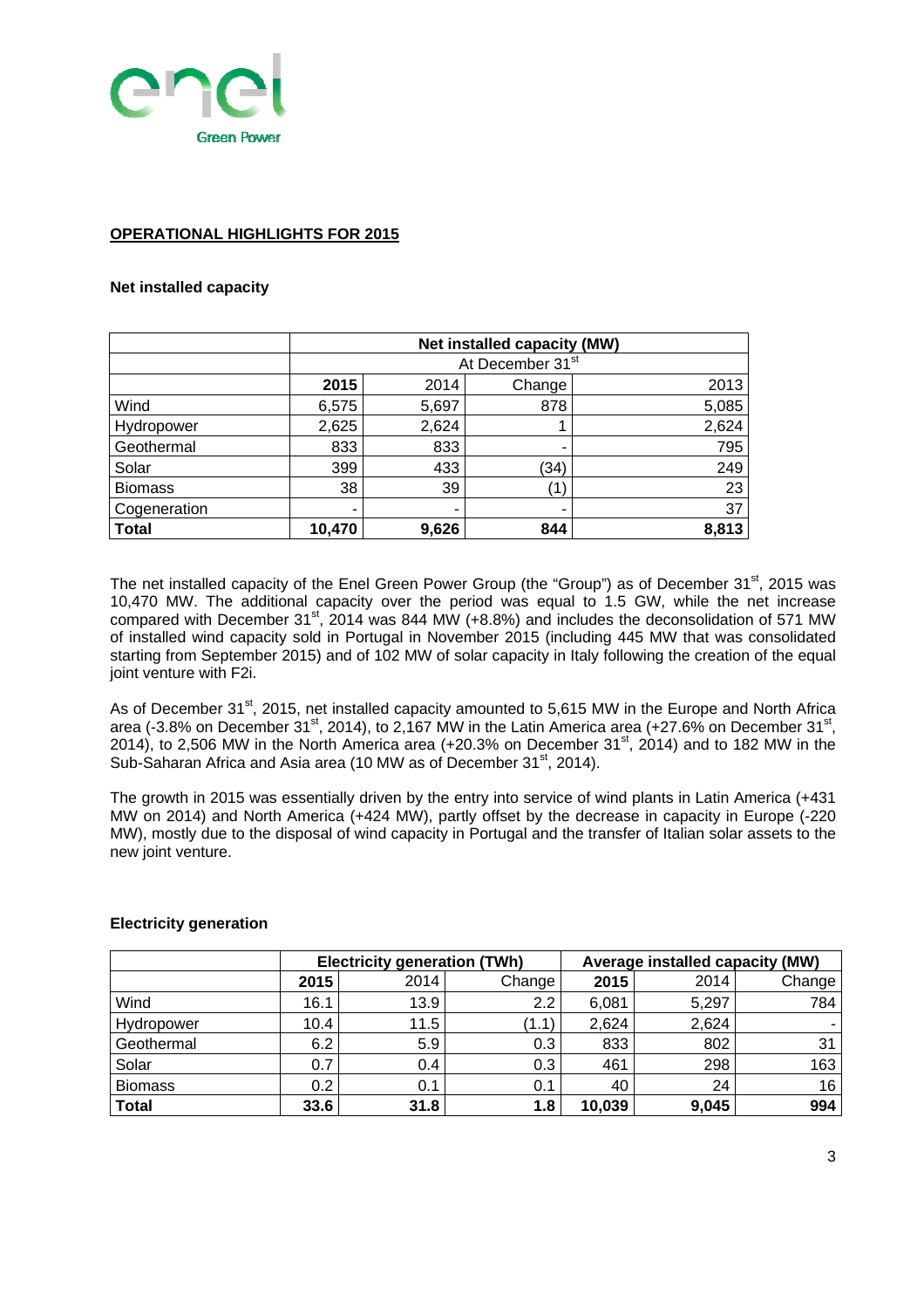## OPERATIONAL HIGHLIGHTS FOR 2015

### Net installed capacity

| | Net installed capacity (MW) | | | |
|---|---|---|---|---|
| | At December 31st | | | |
| | **2015** | 2014 | Change | 2013 |
| Wind | 6,575 | 5,697 | 878 | 5,085 |
| Hydropower | 2,625 | 2,624 | 1 | 2,624 |
| Geothermal | 833 | 833 | - | 795 |
| Solar | 399 | 433 | (34) | 249 |
| Biomass | 38 | 39 | (1) | 23 |
| Cogeneration | - | - | - | 37 |
| **Total** | **10,470** | **9,626** | **844** | **8,813** |

The net installed capacity of the Enel Green Power Group (the "Group") as of December 31st, 2015 was 10,470 MW. The additional capacity over the period was equal to 1.5 GW, while the net increase compared with December 31st, 2014 was 844 MW (+8.8%) and includes the deconsolidation of 571 MW of installed wind capacity sold in Portugal in November 2015 (including 445 MW that was consolidated starting from September 2015) and of 102 MW of solar capacity in Italy following the creation of the equal joint venture with F2i.

As of December 31st, 2015, net installed capacity amounted to 5,615 MW in the Europe and North Africa area (-3.8% on December 31st, 2014), to 2,167 MW in the Latin America area (+27.6% on December 31st, 2014), to 2,506 MW in the North America area (+20.3% on December 31st, 2014) and to 182 MW in the Sub-Saharan Africa and Asia area (10 MW as of December 31st, 2014).

The growth in 2015 was essentially driven by the entry into service of wind plants in Latin America (+431 MW on 2014) and North America (+424 MW), partly offset by the decrease in capacity in Europe (-220 MW), mostly due to the disposal of wind capacity in Portugal and the transfer of Italian solar assets to the new joint venture.

### Electricity generation

| | Electricity generation (TWh) | | | Average installed capacity (MW) | | |
|---|---|---|---|---|---|---|
| | **2015** | 2014 | Change | **2015** | 2014 | Change |
| Wind | 16.1 | 13.9 | 2.2 | 6,081 | 5,297 | 784 |
| Hydropower | 10.4 | 11.5 | (1.1) | 2,624 | 2,624 | - |
| Geothermal | 6.2 | 5.9 | 0.3 | 833 | 802 | 31 |
| Solar | 0.7 | 0.4 | 0.3 | 461 | 298 | 163 |
| Biomass | 0.2 | 0.1 | 0.1 | 40 | 24 | 16 |
| **Total** | **33.6** | **31.8** | **1.8** | **10,039** | **9,045** | **994** |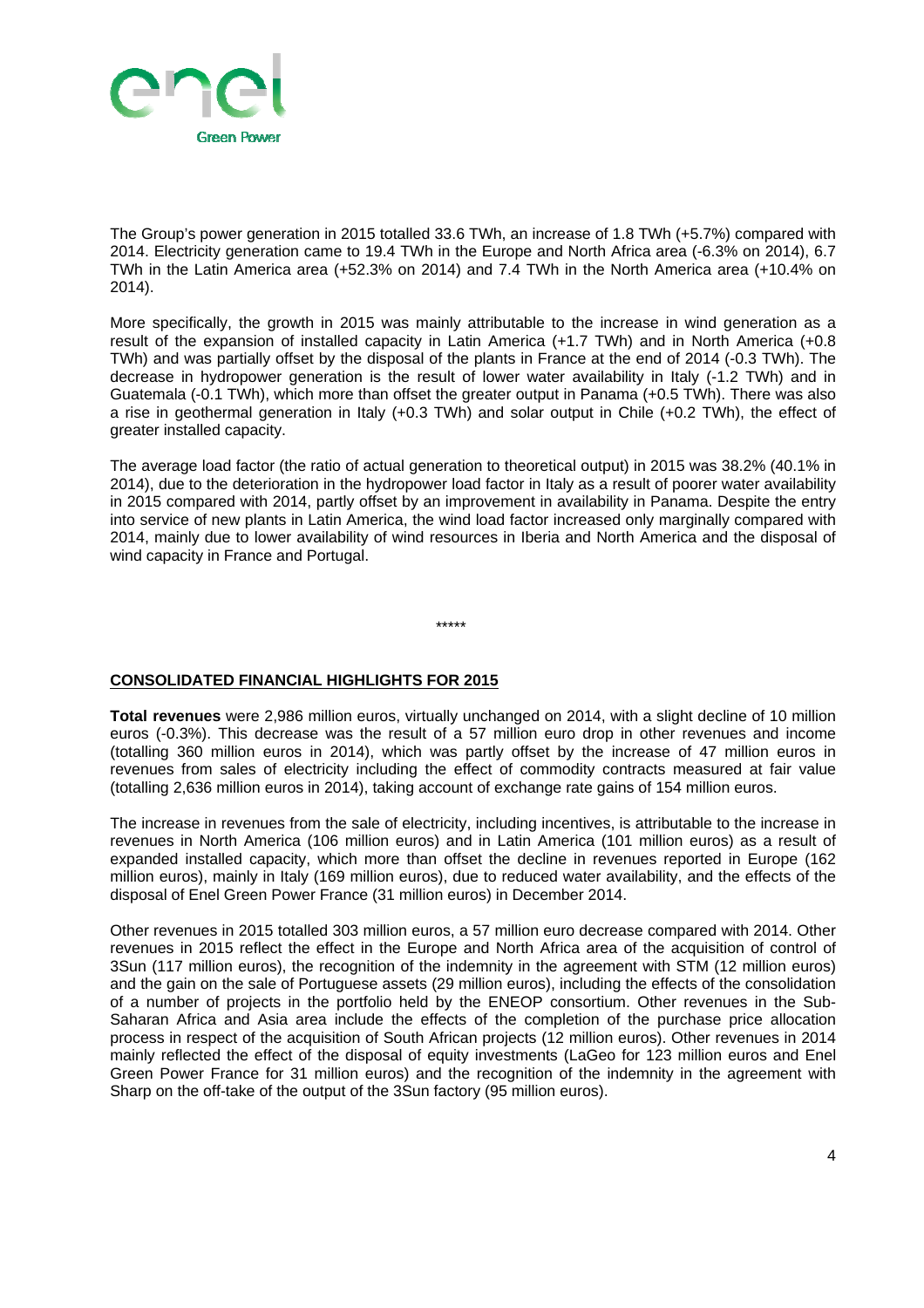The Group's power generation in 2015 totalled 33.6 TWh, an increase of 1.8 TWh (+5.7%) compared with 2014. Electricity generation came to 19.4 TWh in the Europe and North Africa area (-6.3% on 2014), 6.7 TWh in the Latin America area (+52.3% on 2014) and 7.4 TWh in the North America area (+10.4% on 2014).

More specifically, the growth in 2015 was mainly attributable to the increase in wind generation as a result of the expansion of installed capacity in Latin America (+1.7 TWh) and in North America (+0.8 TWh) and was partially offset by the disposal of the plants in France at the end of 2014 (-0.3 TWh). The decrease in hydropower generation is the result of lower water availability in Italy (-1.2 TWh) and in Guatemala (-0.1 TWh), which more than offset the greater output in Panama (+0.5 TWh). There was also a rise in geothermal generation in Italy (+0.3 TWh) and solar output in Chile (+0.2 TWh), the effect of greater installed capacity.

The average load factor (the ratio of actual generation to theoretical output) in 2015 was 38.2% (40.1% in 2014), due to the deterioration in the hydropower load factor in Italy as a result of poorer water availability in 2015 compared with 2014, partly offset by an improvement in availability in Panama. Despite the entry into service of new plants in Latin America, the wind load factor increased only marginally compared with 2014, mainly due to lower availability of wind resources in Iberia and North America and the disposal of wind capacity in France and Portugal.

*****

## CONSOLIDATED FINANCIAL HIGHLIGHTS FOR 2015

**Total revenues** were 2,986 million euros, virtually unchanged on 2014, with a slight decline of 10 million euros (-0.3%). This decrease was the result of a 57 million euro drop in other revenues and income (totalling 360 million euros in 2014), which was partly offset by the increase of 47 million euros in revenues from sales of electricity including the effect of commodity contracts measured at fair value (totalling 2,636 million euros in 2014), taking account of exchange rate gains of 154 million euros.

The increase in revenues from the sale of electricity, including incentives, is attributable to the increase in revenues in North America (106 million euros) and in Latin America (101 million euros) as a result of expanded installed capacity, which more than offset the decline in revenues reported in Europe (162 million euros), mainly in Italy (169 million euros), due to reduced water availability, and the effects of the disposal of Enel Green Power France (31 million euros) in December 2014.

Other revenues in 2015 totalled 303 million euros, a 57 million euro decrease compared with 2014. Other revenues in 2015 reflect the effect in the Europe and North Africa area of the acquisition of control of 3Sun (117 million euros), the recognition of the indemnity in the agreement with STM (12 million euros) and the gain on the sale of Portuguese assets (29 million euros), including the effects of the consolidation of a number of projects in the portfolio held by the ENEOP consortium. Other revenues in the Sub-Saharan Africa and Asia area include the effects of the completion of the purchase price allocation process in respect of the acquisition of South African projects (12 million euros). Other revenues in 2014 mainly reflected the effect of the disposal of equity investments (LaGeo for 123 million euros and Enel Green Power France for 31 million euros) and the recognition of the indemnity in the agreement with Sharp on the off-take of the output of the 3Sun factory (95 million euros).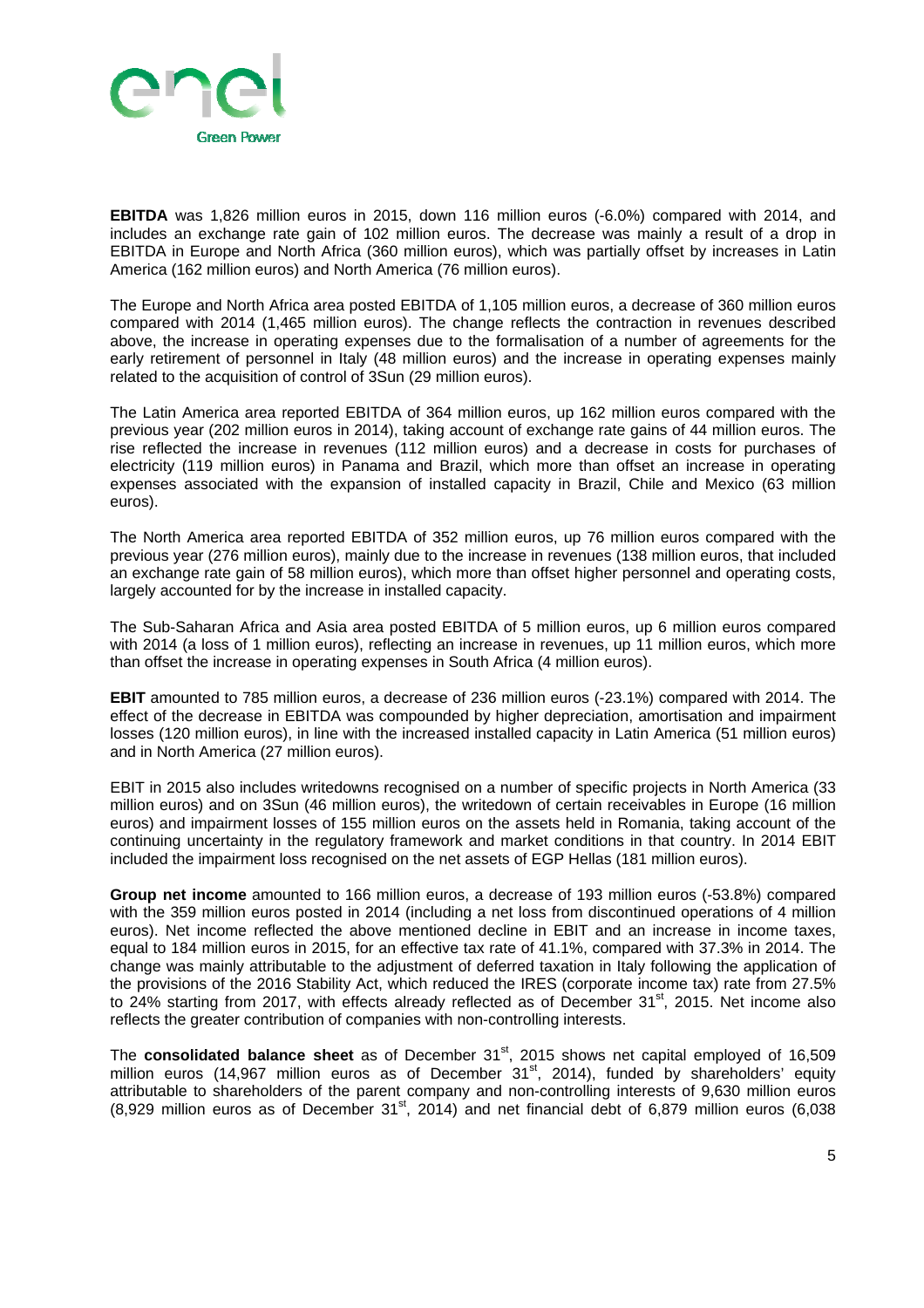**EBITDA** was 1,826 million euros in 2015, down 116 million euros (-6.0%) compared with 2014, and includes an exchange rate gain of 102 million euros. The decrease was mainly a result of a drop in EBITDA in Europe and North Africa (360 million euros), which was partially offset by increases in Latin America (162 million euros) and North America (76 million euros).

The Europe and North Africa area posted EBITDA of 1,105 million euros, a decrease of 360 million euros compared with 2014 (1,465 million euros). The change reflects the contraction in revenues described above, the increase in operating expenses due to the formalisation of a number of agreements for the early retirement of personnel in Italy (48 million euros) and the increase in operating expenses mainly related to the acquisition of control of 3Sun (29 million euros).

The Latin America area reported EBITDA of 364 million euros, up 162 million euros compared with the previous year (202 million euros in 2014), taking account of exchange rate gains of 44 million euros. The rise reflected the increase in revenues (112 million euros) and a decrease in costs for purchases of electricity (119 million euros) in Panama and Brazil, which more than offset an increase in operating expenses associated with the expansion of installed capacity in Brazil, Chile and Mexico (63 million euros).

The North America area reported EBITDA of 352 million euros, up 76 million euros compared with the previous year (276 million euros), mainly due to the increase in revenues (138 million euros, that included an exchange rate gain of 58 million euros), which more than offset higher personnel and operating costs, largely accounted for by the increase in installed capacity.

The Sub-Saharan Africa and Asia area posted EBITDA of 5 million euros, up 6 million euros compared with 2014 (a loss of 1 million euros), reflecting an increase in revenues, up 11 million euros, which more than offset the increase in operating expenses in South Africa (4 million euros).

**EBIT** amounted to 785 million euros, a decrease of 236 million euros (-23.1%) compared with 2014. The effect of the decrease in EBITDA was compounded by higher depreciation, amortisation and impairment losses (120 million euros), in line with the increased installed capacity in Latin America (51 million euros) and in North America (27 million euros).

EBIT in 2015 also includes writedowns recognised on a number of specific projects in North America (33 million euros) and on 3Sun (46 million euros), the writedown of certain receivables in Europe (16 million euros) and impairment losses of 155 million euros on the assets held in Romania, taking account of the continuing uncertainty in the regulatory framework and market conditions in that country. In 2014 EBIT included the impairment loss recognised on the net assets of EGP Hellas (181 million euros).

**Group net income** amounted to 166 million euros, a decrease of 193 million euros (-53.8%) compared with the 359 million euros posted in 2014 (including a net loss from discontinued operations of 4 million euros). Net income reflected the above mentioned decline in EBIT and an increase in income taxes, equal to 184 million euros in 2015, for an effective tax rate of 41.1%, compared with 37.3% in 2014. The change was mainly attributable to the adjustment of deferred taxation in Italy following the application of the provisions of the 2016 Stability Act, which reduced the IRES (corporate income tax) rate from 27.5% to 24% starting from 2017, with effects already reflected as of December 31st, 2015. Net income also reflects the greater contribution of companies with non-controlling interests.

The **consolidated balance sheet** as of December 31st, 2015 shows net capital employed of 16,509 million euros (14,967 million euros as of December 31st, 2014), funded by shareholders' equity attributable to shareholders of the parent company and non-controlling interests of 9,630 million euros (8,929 million euros as of December 31st, 2014) and net financial debt of 6,879 million euros (6,038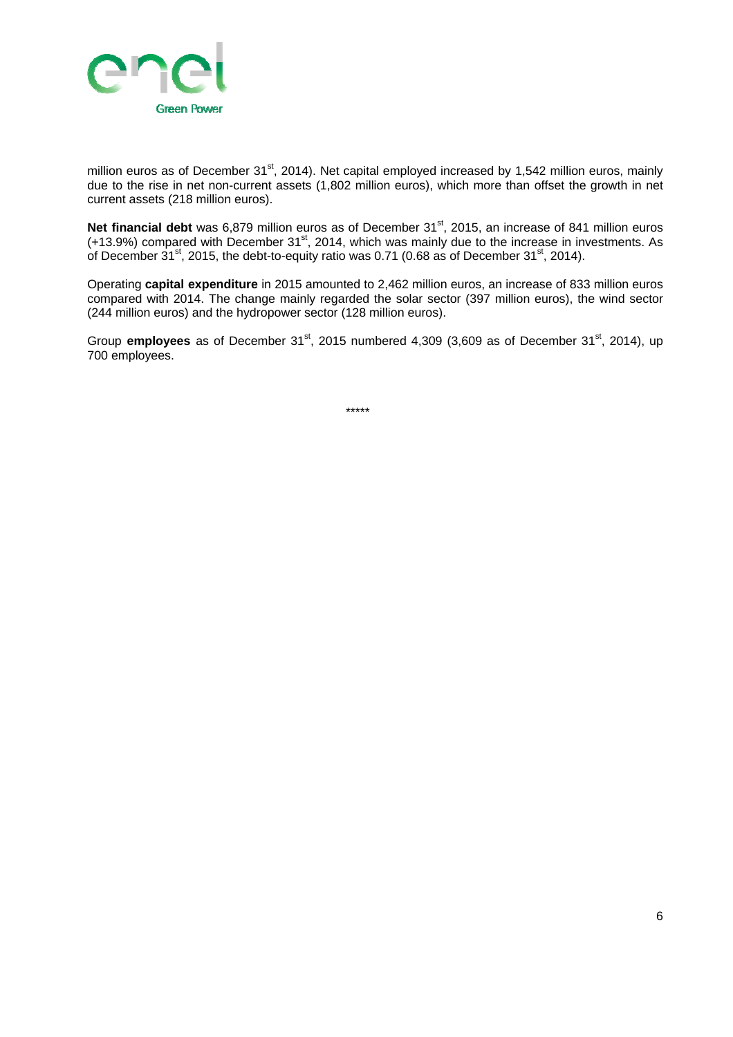million euros as of December 31st, 2014). Net capital employed increased by 1,542 million euros, mainly due to the rise in net non-current assets (1,802 million euros), which more than offset the growth in net current assets (218 million euros).

**Net financial debt** was 6,879 million euros as of December 31st, 2015, an increase of 841 million euros (+13.9%) compared with December 31st, 2014, which was mainly due to the increase in investments. As of December 31st, 2015, the debt-to-equity ratio was 0.71 (0.68 as of December 31st, 2014).

Operating **capital expenditure** in 2015 amounted to 2,462 million euros, an increase of 833 million euros compared with 2014. The change mainly regarded the solar sector (397 million euros), the wind sector (244 million euros) and the hydropower sector (128 million euros).

Group **employees** as of December 31st, 2015 numbered 4,309 (3,609 as of December 31st, 2014), up 700 employees.

*****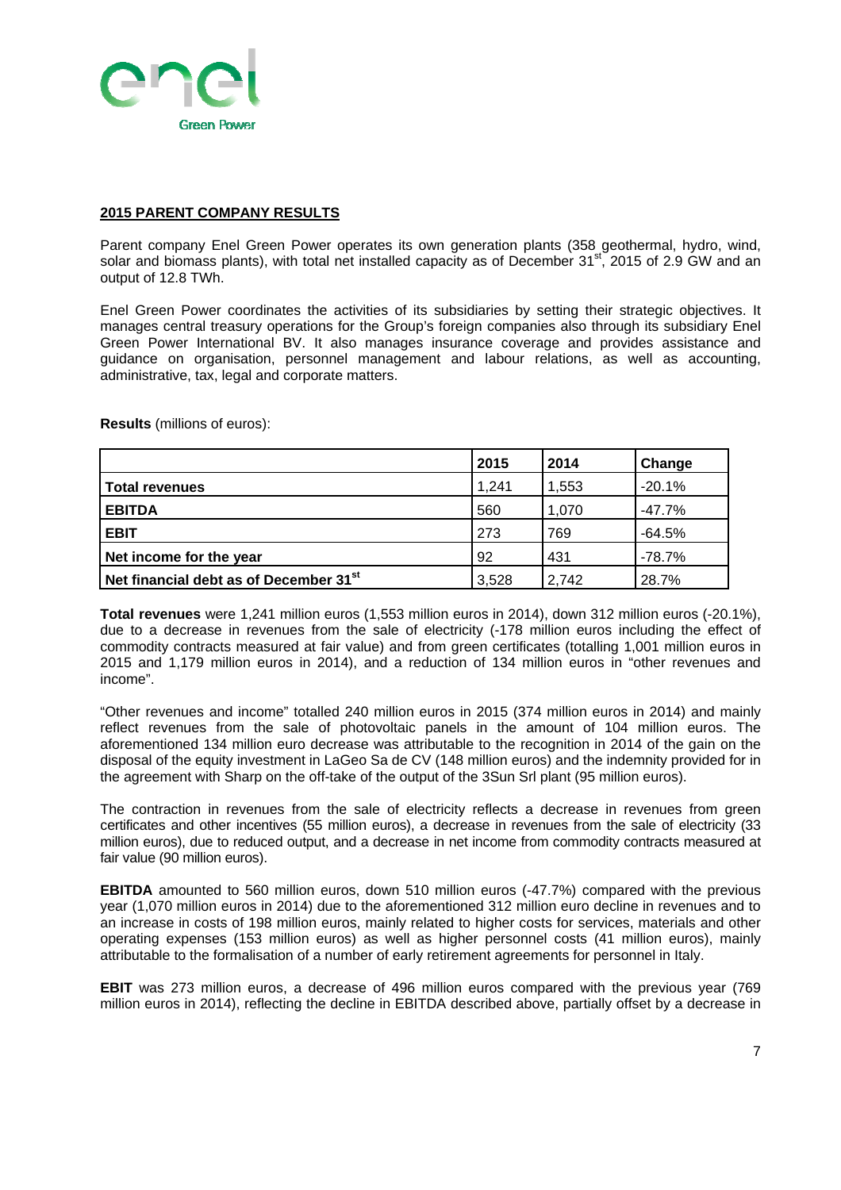## 2015 PARENT COMPANY RESULTS

Parent company Enel Green Power operates its own generation plants (358 geothermal, hydro, wind, solar and biomass plants), with total net installed capacity as of December 31st, 2015 of 2.9 GW and an output of 12.8 TWh.

Enel Green Power coordinates the activities of its subsidiaries by setting their strategic objectives. It manages central treasury operations for the Group's foreign companies also through its subsidiary Enel Green Power International BV. It also manages insurance coverage and provides assistance and guidance on organisation, personnel management and labour relations, as well as accounting, administrative, tax, legal and corporate matters.

**Results** (millions of euros):

| | 2015 | 2014 | Change |
|---|---|---|---|
| **Total revenues** | 1,241 | 1,553 | -20.1% |
| **EBITDA** | 560 | 1,070 | -47.7% |
| **EBIT** | 273 | 769 | -64.5% |
| **Net income for the year** | 92 | 431 | -78.7% |
| **Net financial debt as of December 31st** | 3,528 | 2,742 | 28.7% |

**Total revenues** were 1,241 million euros (1,553 million euros in 2014), down 312 million euros (-20.1%), due to a decrease in revenues from the sale of electricity (-178 million euros including the effect of commodity contracts measured at fair value) and from green certificates (totalling 1,001 million euros in 2015 and 1,179 million euros in 2014), and a reduction of 134 million euros in "other revenues and income".

"Other revenues and income" totalled 240 million euros in 2015 (374 million euros in 2014) and mainly reflect revenues from the sale of photovoltaic panels in the amount of 104 million euros. The aforementioned 134 million euro decrease was attributable to the recognition in 2014 of the gain on the disposal of the equity investment in LaGeo Sa de CV (148 million euros) and the indemnity provided for in the agreement with Sharp on the off-take of the output of the 3Sun Srl plant (95 million euros).

The contraction in revenues from the sale of electricity reflects a decrease in revenues from green certificates and other incentives (55 million euros), a decrease in revenues from the sale of electricity (33 million euros), due to reduced output, and a decrease in net income from commodity contracts measured at fair value (90 million euros).

**EBITDA** amounted to 560 million euros, down 510 million euros (-47.7%) compared with the previous year (1,070 million euros in 2014) due to the aforementioned 312 million euro decline in revenues and to an increase in costs of 198 million euros, mainly related to higher costs for services, materials and other operating expenses (153 million euros) as well as higher personnel costs (41 million euros), mainly attributable to the formalisation of a number of early retirement agreements for personnel in Italy.

**EBIT** was 273 million euros, a decrease of 496 million euros compared with the previous year (769 million euros in 2014), reflecting the decline in EBITDA described above, partially offset by a decrease in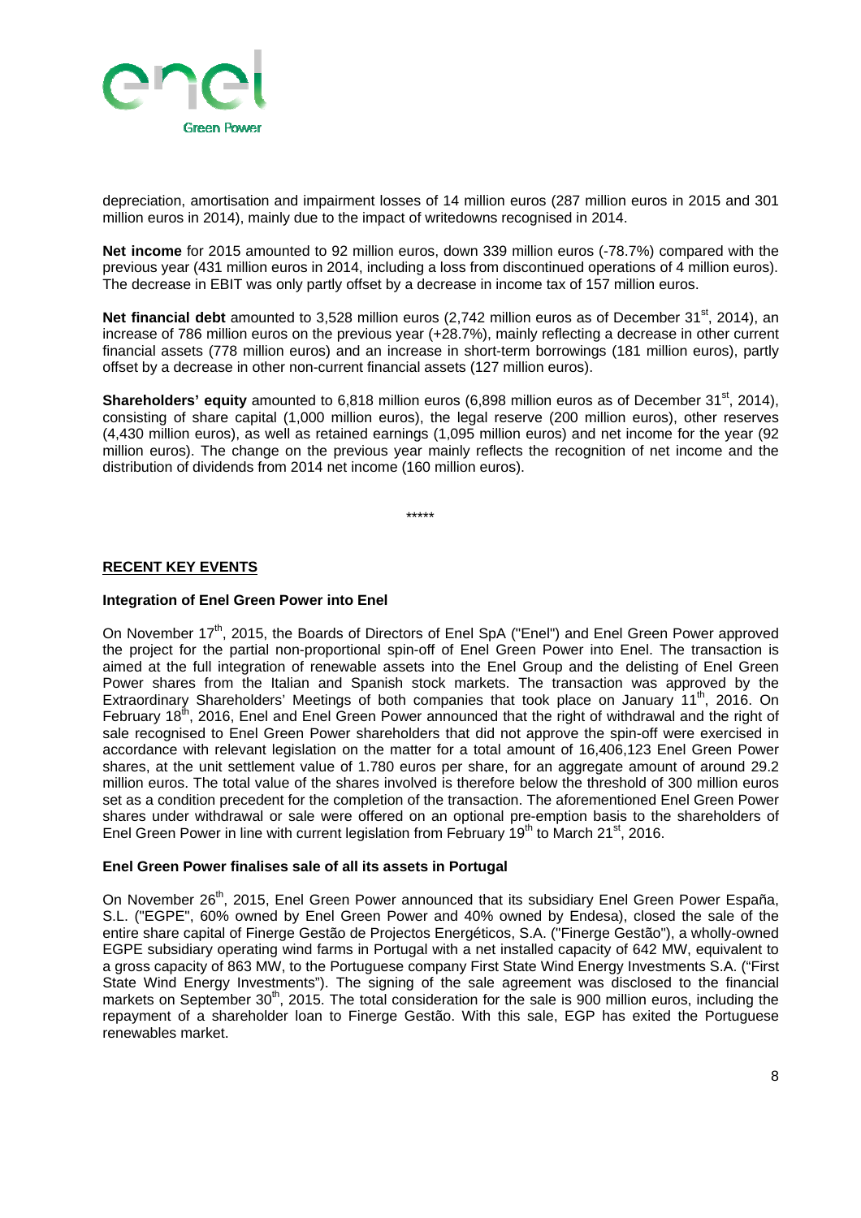depreciation, amortisation and impairment losses of 14 million euros (287 million euros in 2015 and 301 million euros in 2014), mainly due to the impact of writedowns recognised in 2014.

**Net income** for 2015 amounted to 92 million euros, down 339 million euros (-78.7%) compared with the previous year (431 million euros in 2014, including a loss from discontinued operations of 4 million euros). The decrease in EBIT was only partly offset by a decrease in income tax of 157 million euros.

**Net financial debt** amounted to 3,528 million euros (2,742 million euros as of December 31st, 2014), an increase of 786 million euros on the previous year (+28.7%), mainly reflecting a decrease in other current financial assets (778 million euros) and an increase in short-term borrowings (181 million euros), partly offset by a decrease in other non-current financial assets (127 million euros).

**Shareholders' equity** amounted to 6,818 million euros (6,898 million euros as of December 31st, 2014), consisting of share capital (1,000 million euros), the legal reserve (200 million euros), other reserves (4,430 million euros), as well as retained earnings (1,095 million euros) and net income for the year (92 million euros). The change on the previous year mainly reflects the recognition of net income and the distribution of dividends from 2014 net income (160 million euros).

*****

## RECENT KEY EVENTS

### Integration of Enel Green Power into Enel

On November 17th, 2015, the Boards of Directors of Enel SpA ("Enel") and Enel Green Power approved the project for the partial non-proportional spin-off of Enel Green Power into Enel. The transaction is aimed at the full integration of renewable assets into the Enel Group and the delisting of Enel Green Power shares from the Italian and Spanish stock markets. The transaction was approved by the Extraordinary Shareholders' Meetings of both companies that took place on January 11th, 2016. On February 18th, 2016, Enel and Enel Green Power announced that the right of withdrawal and the right of sale recognised to Enel Green Power shareholders that did not approve the spin-off were exercised in accordance with relevant legislation on the matter for a total amount of 16,406,123 Enel Green Power shares, at the unit settlement value of 1.780 euros per share, for an aggregate amount of around 29.2 million euros. The total value of the shares involved is therefore below the threshold of 300 million euros set as a condition precedent for the completion of the transaction. The aforementioned Enel Green Power shares under withdrawal or sale were offered on an optional pre-emption basis to the shareholders of Enel Green Power in line with current legislation from February 19th to March 21st, 2016.

### Enel Green Power finalises sale of all its assets in Portugal

On November 26th, 2015, Enel Green Power announced that its subsidiary Enel Green Power España, S.L. ("EGPE", 60% owned by Enel Green Power and 40% owned by Endesa), closed the sale of the entire share capital of Finerge Gestão de Projectos Energéticos, S.A. ("Finerge Gestão"), a wholly-owned EGPE subsidiary operating wind farms in Portugal with a net installed capacity of 642 MW, equivalent to a gross capacity of 863 MW, to the Portuguese company First State Wind Energy Investments S.A. ("First State Wind Energy Investments"). The signing of the sale agreement was disclosed to the financial markets on September 30th, 2015. The total consideration for the sale is 900 million euros, including the repayment of a shareholder loan to Finerge Gestão. With this sale, EGP has exited the Portuguese renewables market.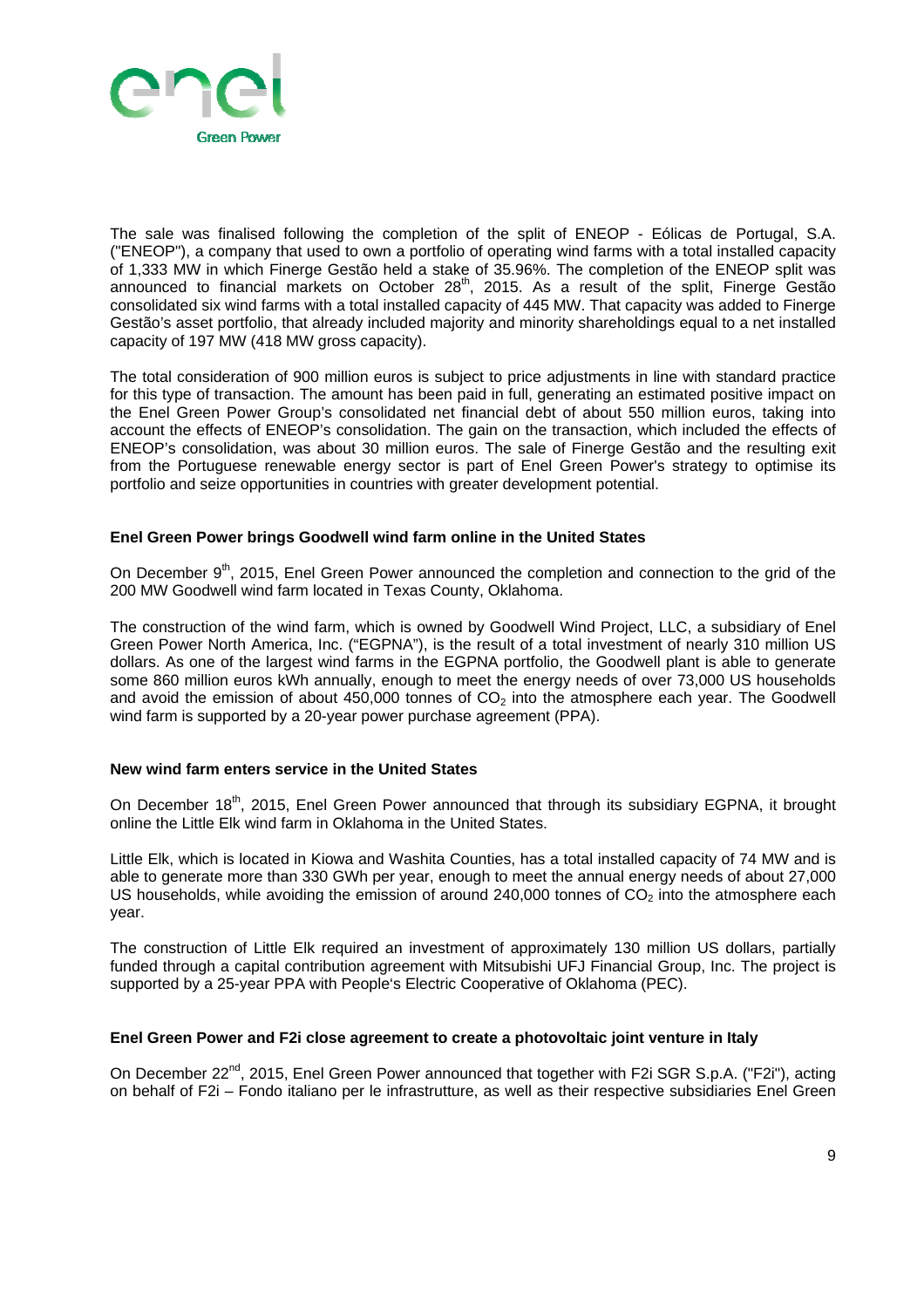The sale was finalised following the completion of the split of ENEOP - Eólicas de Portugal, S.A. ("ENEOP"), a company that used to own a portfolio of operating wind farms with a total installed capacity of 1,333 MW in which Finerge Gestão held a stake of 35.96%. The completion of the ENEOP split was announced to financial markets on October 28th, 2015. As a result of the split, Finerge Gestão consolidated six wind farms with a total installed capacity of 445 MW. That capacity was added to Finerge Gestão's asset portfolio, that already included majority and minority shareholdings equal to a net installed capacity of 197 MW (418 MW gross capacity).

The total consideration of 900 million euros is subject to price adjustments in line with standard practice for this type of transaction. The amount has been paid in full, generating an estimated positive impact on the Enel Green Power Group's consolidated net financial debt of about 550 million euros, taking into account the effects of ENEOP's consolidation. The gain on the transaction, which included the effects of ENEOP's consolidation, was about 30 million euros. The sale of Finerge Gestão and the resulting exit from the Portuguese renewable energy sector is part of Enel Green Power's strategy to optimise its portfolio and seize opportunities in countries with greater development potential.

**Enel Green Power brings Goodwell wind farm online in the United States**

On December 9th, 2015, Enel Green Power announced the completion and connection to the grid of the 200 MW Goodwell wind farm located in Texas County, Oklahoma.

The construction of the wind farm, which is owned by Goodwell Wind Project, LLC, a subsidiary of Enel Green Power North America, Inc. ("EGPNA"), is the result of a total investment of nearly 310 million US dollars. As one of the largest wind farms in the EGPNA portfolio, the Goodwell plant is able to generate some 860 million euros kWh annually, enough to meet the energy needs of over 73,000 US households and avoid the emission of about 450,000 tonnes of $CO_2$ into the atmosphere each year. The Goodwell wind farm is supported by a 20-year power purchase agreement (PPA).

**New wind farm enters service in the United States**

On December 18th, 2015, Enel Green Power announced that through its subsidiary EGPNA, it brought online the Little Elk wind farm in Oklahoma in the United States.

Little Elk, which is located in Kiowa and Washita Counties, has a total installed capacity of 74 MW and is able to generate more than 330 GWh per year, enough to meet the annual energy needs of about 27,000 US households, while avoiding the emission of around 240,000 tonnes of $CO_2$ into the atmosphere each year.

The construction of Little Elk required an investment of approximately 130 million US dollars, partially funded through a capital contribution agreement with Mitsubishi UFJ Financial Group, Inc. The project is supported by a 25-year PPA with People's Electric Cooperative of Oklahoma (PEC).

**Enel Green Power and F2i close agreement to create a photovoltaic joint venture in Italy**

On December 22nd, 2015, Enel Green Power announced that together with F2i SGR S.p.A. ("F2i"), acting on behalf of F2i – Fondo italiano per le infrastrutture, as well as their respective subsidiaries Enel Green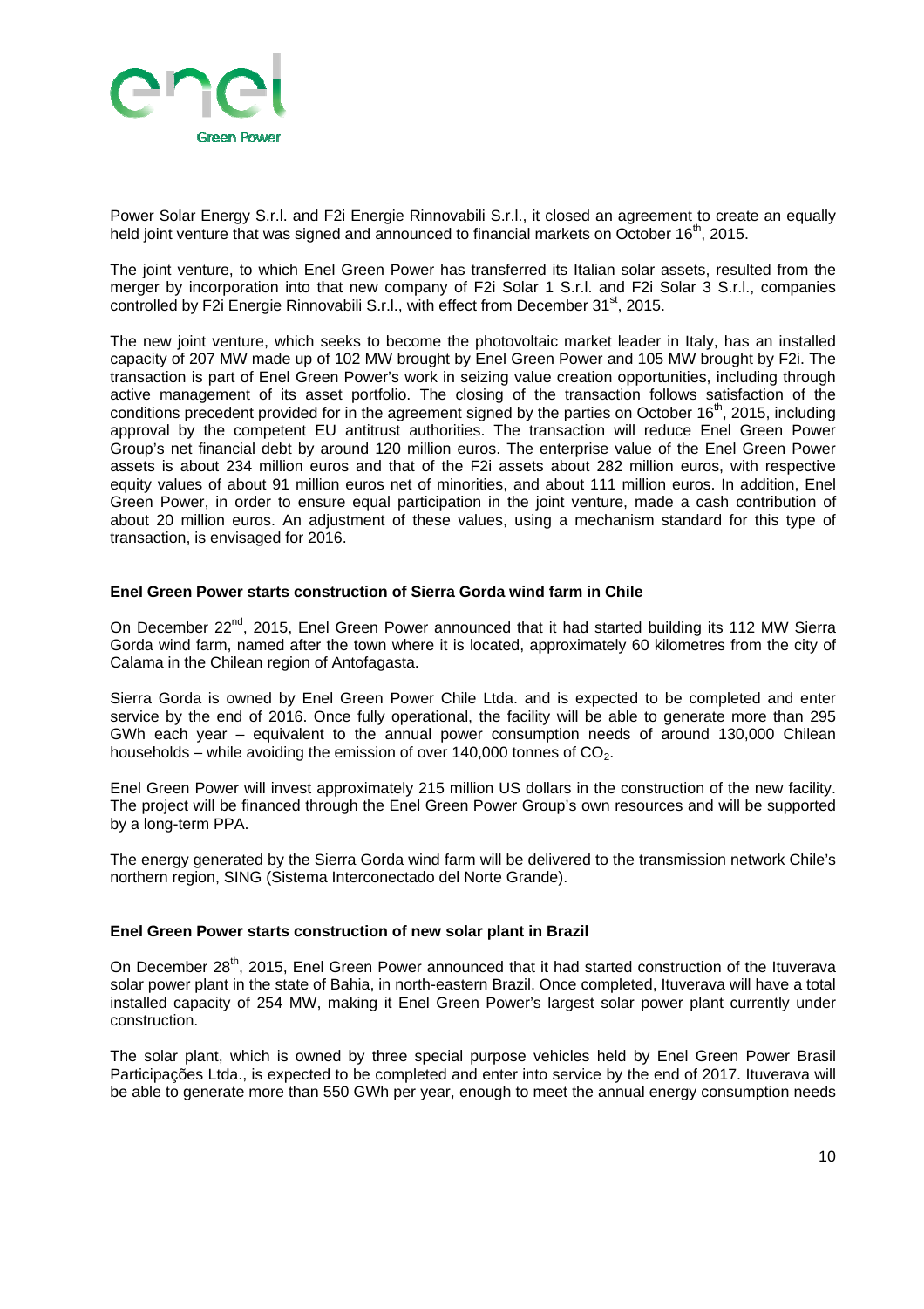Power Solar Energy S.r.l. and F2i Energie Rinnovabili S.r.l., it closed an agreement to create an equally held joint venture that was signed and announced to financial markets on October 16th, 2015.

The joint venture, to which Enel Green Power has transferred its Italian solar assets, resulted from the merger by incorporation into that new company of F2i Solar 1 S.r.l. and F2i Solar 3 S.r.l., companies controlled by F2i Energie Rinnovabili S.r.l., with effect from December 31st, 2015.

The new joint venture, which seeks to become the photovoltaic market leader in Italy, has an installed capacity of 207 MW made up of 102 MW brought by Enel Green Power and 105 MW brought by F2i. The transaction is part of Enel Green Power's work in seizing value creation opportunities, including through active management of its asset portfolio. The closing of the transaction follows satisfaction of the conditions precedent provided for in the agreement signed by the parties on October 16th, 2015, including approval by the competent EU antitrust authorities. The transaction will reduce Enel Green Power Group's net financial debt by around 120 million euros. The enterprise value of the Enel Green Power assets is about 234 million euros and that of the F2i assets about 282 million euros, with respective equity values of about 91 million euros net of minorities, and about 111 million euros. In addition, Enel Green Power, in order to ensure equal participation in the joint venture, made a cash contribution of about 20 million euros. An adjustment of these values, using a mechanism standard for this type of transaction, is envisaged for 2016.

**Enel Green Power starts construction of Sierra Gorda wind farm in Chile**

On December 22nd, 2015, Enel Green Power announced that it had started building its 112 MW Sierra Gorda wind farm, named after the town where it is located, approximately 60 kilometres from the city of Calama in the Chilean region of Antofagasta.

Sierra Gorda is owned by Enel Green Power Chile Ltda. and is expected to be completed and enter service by the end of 2016. Once fully operational, the facility will be able to generate more than 295 GWh each year – equivalent to the annual power consumption needs of around 130,000 Chilean households – while avoiding the emission of over 140,000 tonnes of $CO_2$.

Enel Green Power will invest approximately 215 million US dollars in the construction of the new facility. The project will be financed through the Enel Green Power Group's own resources and will be supported by a long-term PPA.

The energy generated by the Sierra Gorda wind farm will be delivered to the transmission network Chile's northern region, SING (Sistema Interconectado del Norte Grande).

**Enel Green Power starts construction of new solar plant in Brazil**

On December 28th, 2015, Enel Green Power announced that it had started construction of the Ituverava solar power plant in the state of Bahia, in north-eastern Brazil. Once completed, Ituverava will have a total installed capacity of 254 MW, making it Enel Green Power's largest solar power plant currently under construction.

The solar plant, which is owned by three special purpose vehicles held by Enel Green Power Brasil Participações Ltda., is expected to be completed and enter into service by the end of 2017. Ituverava will be able to generate more than 550 GWh per year, enough to meet the annual energy consumption needs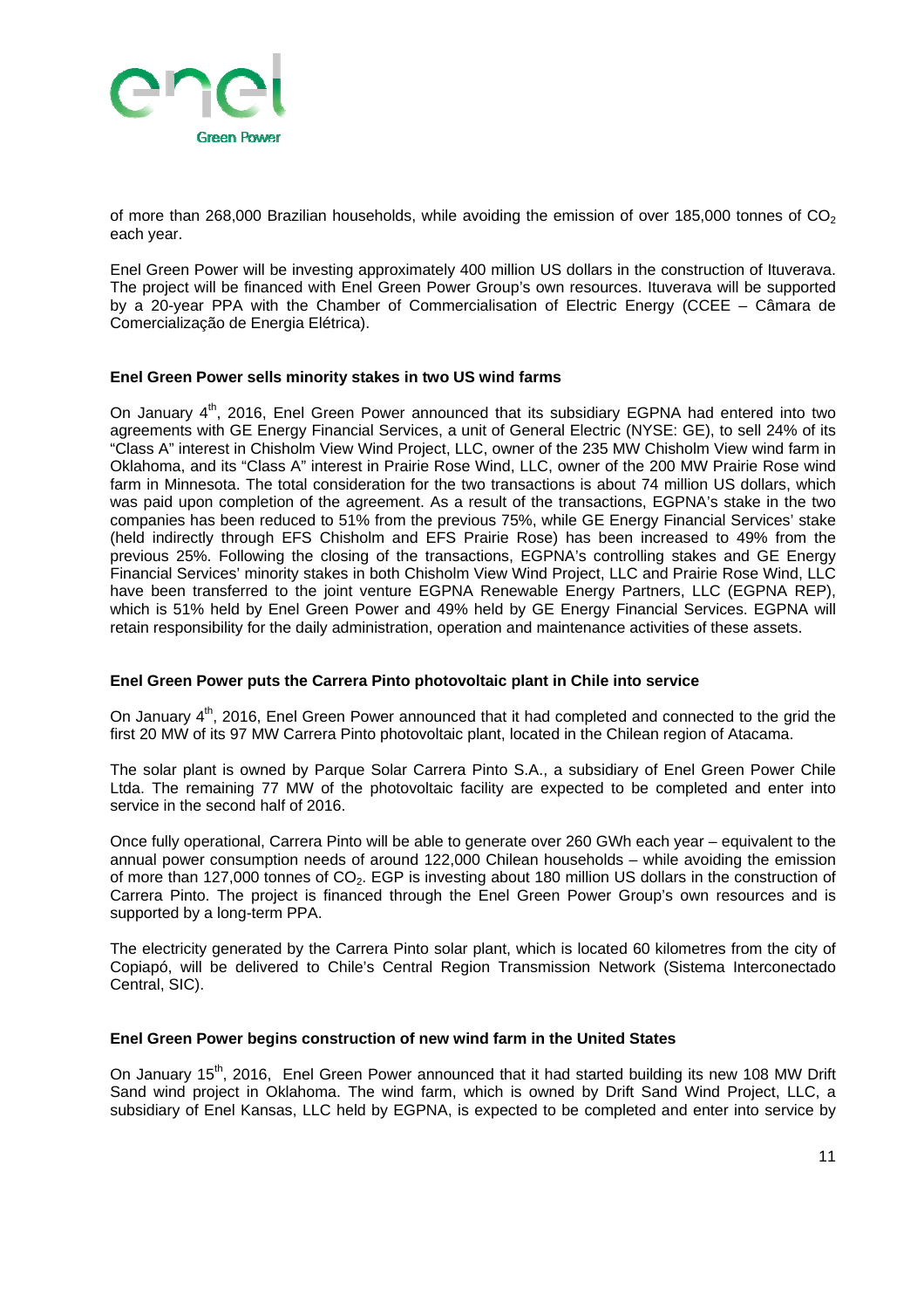of more than 268,000 Brazilian households, while avoiding the emission of over 185,000 tonnes of $CO_2$ each year.

Enel Green Power will be investing approximately 400 million US dollars in the construction of Ituverava. The project will be financed with Enel Green Power Group's own resources. Ituverava will be supported by a 20-year PPA with the Chamber of Commercialisation of Electric Energy (CCEE – Câmara de Comercialização de Energia Elétrica).

**Enel Green Power sells minority stakes in two US wind farms**

On January 4th, 2016, Enel Green Power announced that its subsidiary EGPNA had entered into two agreements with GE Energy Financial Services, a unit of General Electric (NYSE: GE), to sell 24% of its "Class A" interest in Chisholm View Wind Project, LLC, owner of the 235 MW Chisholm View wind farm in Oklahoma, and its "Class A" interest in Prairie Rose Wind, LLC, owner of the 200 MW Prairie Rose wind farm in Minnesota. The total consideration for the two transactions is about 74 million US dollars, which was paid upon completion of the agreement. As a result of the transactions, EGPNA's stake in the two companies has been reduced to 51% from the previous 75%, while GE Energy Financial Services' stake (held indirectly through EFS Chisholm and EFS Prairie Rose) has been increased to 49% from the previous 25%. Following the closing of the transactions, EGPNA's controlling stakes and GE Energy Financial Services' minority stakes in both Chisholm View Wind Project, LLC and Prairie Rose Wind, LLC have been transferred to the joint venture EGPNA Renewable Energy Partners, LLC (EGPNA REP), which is 51% held by Enel Green Power and 49% held by GE Energy Financial Services. EGPNA will retain responsibility for the daily administration, operation and maintenance activities of these assets.

**Enel Green Power puts the Carrera Pinto photovoltaic plant in Chile into service**

On January 4th, 2016, Enel Green Power announced that it had completed and connected to the grid the first 20 MW of its 97 MW Carrera Pinto photovoltaic plant, located in the Chilean region of Atacama.

The solar plant is owned by Parque Solar Carrera Pinto S.A., a subsidiary of Enel Green Power Chile Ltda. The remaining 77 MW of the photovoltaic facility are expected to be completed and enter into service in the second half of 2016.

Once fully operational, Carrera Pinto will be able to generate over 260 GWh each year – equivalent to the annual power consumption needs of around 122,000 Chilean households – while avoiding the emission of more than 127,000 tonnes of $CO_2$. EGP is investing about 180 million US dollars in the construction of Carrera Pinto. The project is financed through the Enel Green Power Group's own resources and is supported by a long-term PPA.

The electricity generated by the Carrera Pinto solar plant, which is located 60 kilometres from the city of Copiapó, will be delivered to Chile's Central Region Transmission Network (Sistema Interconectado Central, SIC).

**Enel Green Power begins construction of new wind farm in the United States**

On January 15th, 2016, Enel Green Power announced that it had started building its new 108 MW Drift Sand wind project in Oklahoma. The wind farm, which is owned by Drift Sand Wind Project, LLC, a subsidiary of Enel Kansas, LLC held by EGPNA, is expected to be completed and enter into service by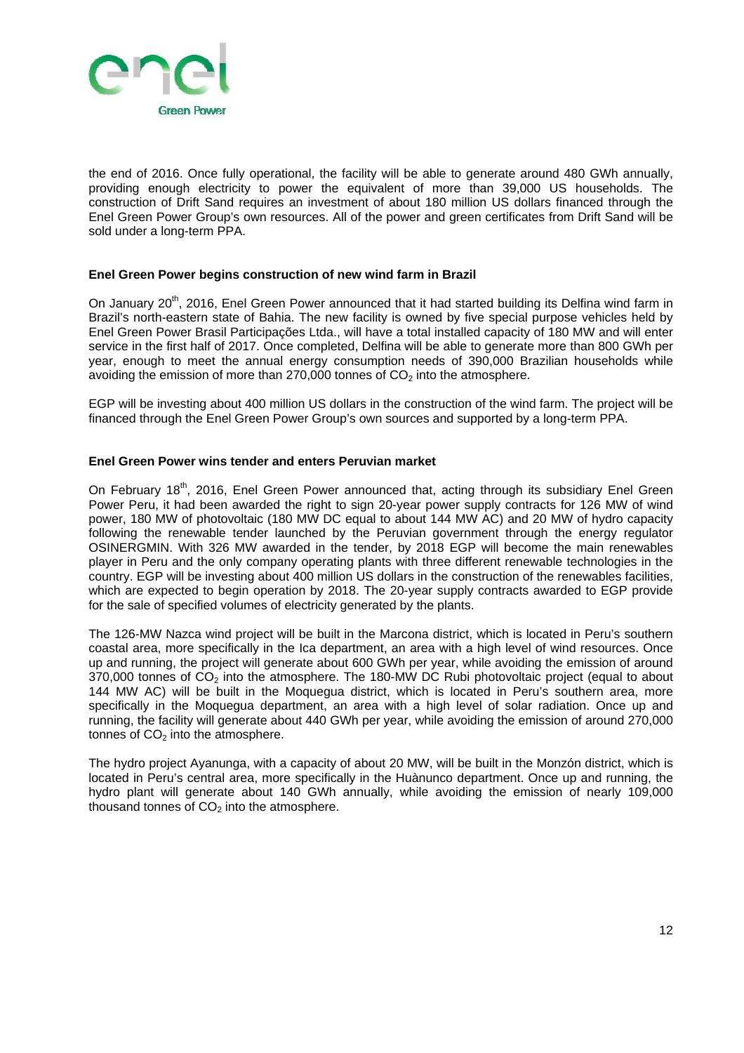the end of 2016. Once fully operational, the facility will be able to generate around 480 GWh annually, providing enough electricity to power the equivalent of more than 39,000 US households. The construction of Drift Sand requires an investment of about 180 million US dollars financed through the Enel Green Power Group's own resources. All of the power and green certificates from Drift Sand will be sold under a long-term PPA.

**Enel Green Power begins construction of new wind farm in Brazil**

On January 20th, 2016, Enel Green Power announced that it had started building its Delfina wind farm in Brazil's north-eastern state of Bahia. The new facility is owned by five special purpose vehicles held by Enel Green Power Brasil Participações Ltda., will have a total installed capacity of 180 MW and will enter service in the first half of 2017. Once completed, Delfina will be able to generate more than 800 GWh per year, enough to meet the annual energy consumption needs of 390,000 Brazilian households while avoiding the emission of more than 270,000 tonnes of $CO_2$ into the atmosphere.

EGP will be investing about 400 million US dollars in the construction of the wind farm. The project will be financed through the Enel Green Power Group's own sources and supported by a long-term PPA.

**Enel Green Power wins tender and enters Peruvian market**

On February 18th, 2016, Enel Green Power announced that, acting through its subsidiary Enel Green Power Peru, it had been awarded the right to sign 20-year power supply contracts for 126 MW of wind power, 180 MW of photovoltaic (180 MW DC equal to about 144 MW AC) and 20 MW of hydro capacity following the renewable tender launched by the Peruvian government through the energy regulator OSINERGMIN. With 326 MW awarded in the tender, by 2018 EGP will become the main renewables player in Peru and the only company operating plants with three different renewable technologies in the country. EGP will be investing about 400 million US dollars in the construction of the renewables facilities, which are expected to begin operation by 2018. The 20-year supply contracts awarded to EGP provide for the sale of specified volumes of electricity generated by the plants.

The 126-MW Nazca wind project will be built in the Marcona district, which is located in Peru's southern coastal area, more specifically in the Ica department, an area with a high level of wind resources. Once up and running, the project will generate about 600 GWh per year, while avoiding the emission of around 370,000 tonnes of $CO_2$ into the atmosphere. The 180-MW DC Rubi photovoltaic project (equal to about 144 MW AC) will be built in the Moquegua district, which is located in Peru's southern area, more specifically in the Moquegua department, an area with a high level of solar radiation. Once up and running, the facility will generate about 440 GWh per year, while avoiding the emission of around 270,000 tonnes of $CO_2$ into the atmosphere.

The hydro project Ayanunga, with a capacity of about 20 MW, will be built in the Monzón district, which is located in Peru's central area, more specifically in the Huànunco department. Once up and running, the hydro plant will generate about 140 GWh annually, while avoiding the emission of nearly 109,000 thousand tonnes of $CO_2$ into the atmosphere.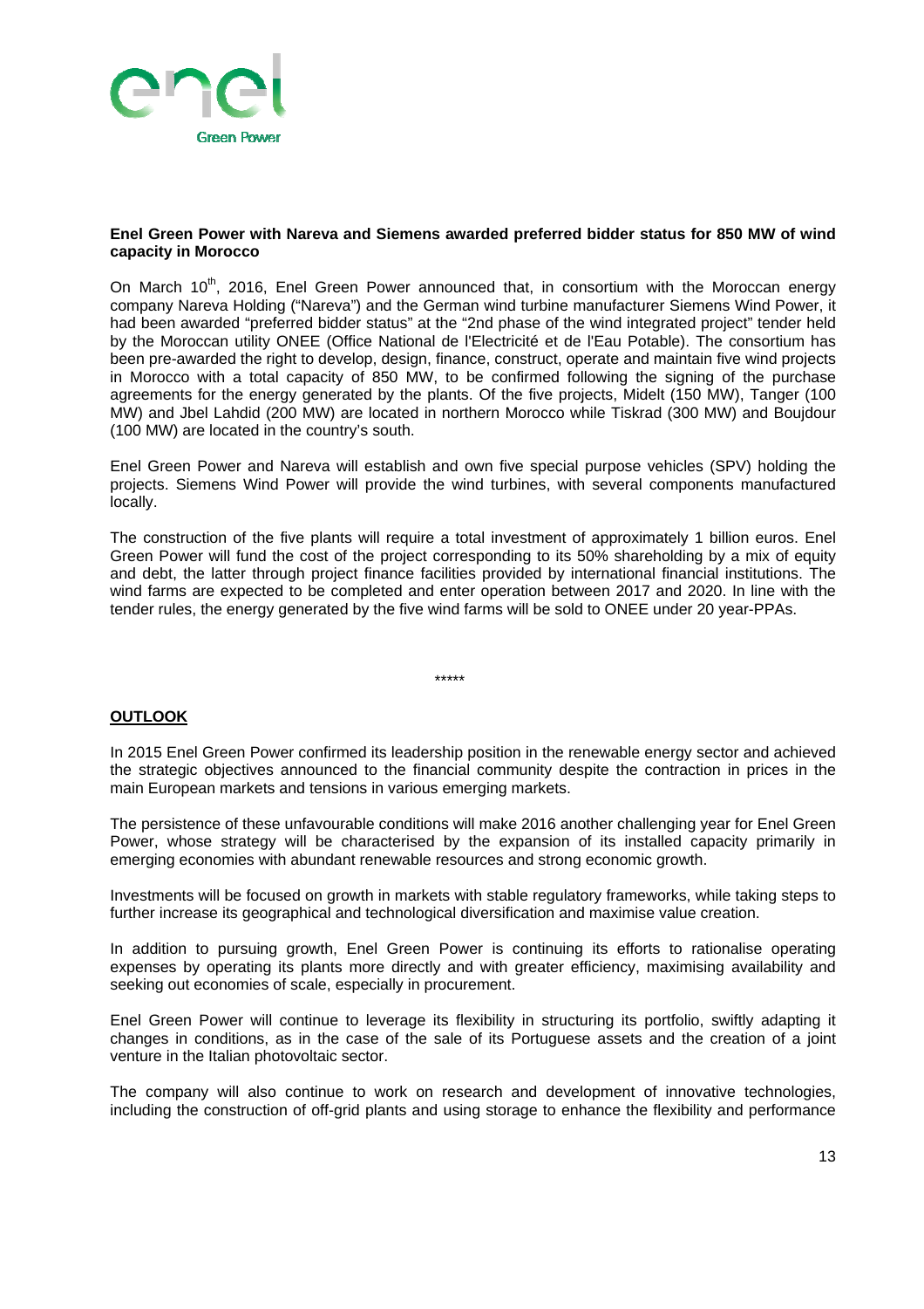**Enel Green Power with Nareva and Siemens awarded preferred bidder status for 850 MW of wind capacity in Morocco**

On March 10th, 2016, Enel Green Power announced that, in consortium with the Moroccan energy company Nareva Holding ("Nareva") and the German wind turbine manufacturer Siemens Wind Power, it had been awarded "preferred bidder status" at the "2nd phase of the wind integrated project" tender held by the Moroccan utility ONEE (Office National de l'Electricité et de l'Eau Potable). The consortium has been pre-awarded the right to develop, design, finance, construct, operate and maintain five wind projects in Morocco with a total capacity of 850 MW, to be confirmed following the signing of the purchase agreements for the energy generated by the plants. Of the five projects, Midelt (150 MW), Tanger (100 MW) and Jbel Lahdid (200 MW) are located in northern Morocco while Tiskrad (300 MW) and Boujdour (100 MW) are located in the country's south.

Enel Green Power and Nareva will establish and own five special purpose vehicles (SPV) holding the projects. Siemens Wind Power will provide the wind turbines, with several components manufactured locally.

The construction of the five plants will require a total investment of approximately 1 billion euros. Enel Green Power will fund the cost of the project corresponding to its 50% shareholding by a mix of equity and debt, the latter through project finance facilities provided by international financial institutions. The wind farms are expected to be completed and enter operation between 2017 and 2020. In line with the tender rules, the energy generated by the five wind farms will be sold to ONEE under 20 year-PPAs.

*****

## OUTLOOK

In 2015 Enel Green Power confirmed its leadership position in the renewable energy sector and achieved the strategic objectives announced to the financial community despite the contraction in prices in the main European markets and tensions in various emerging markets.

The persistence of these unfavourable conditions will make 2016 another challenging year for Enel Green Power, whose strategy will be characterised by the expansion of its installed capacity primarily in emerging economies with abundant renewable resources and strong economic growth.

Investments will be focused on growth in markets with stable regulatory frameworks, while taking steps to further increase its geographical and technological diversification and maximise value creation.

In addition to pursuing growth, Enel Green Power is continuing its efforts to rationalise operating expenses by operating its plants more directly and with greater efficiency, maximising availability and seeking out economies of scale, especially in procurement.

Enel Green Power will continue to leverage its flexibility in structuring its portfolio, swiftly adapting it changes in conditions, as in the case of the sale of its Portuguese assets and the creation of a joint venture in the Italian photovoltaic sector.

The company will also continue to work on research and development of innovative technologies, including the construction of off-grid plants and using storage to enhance the flexibility and performance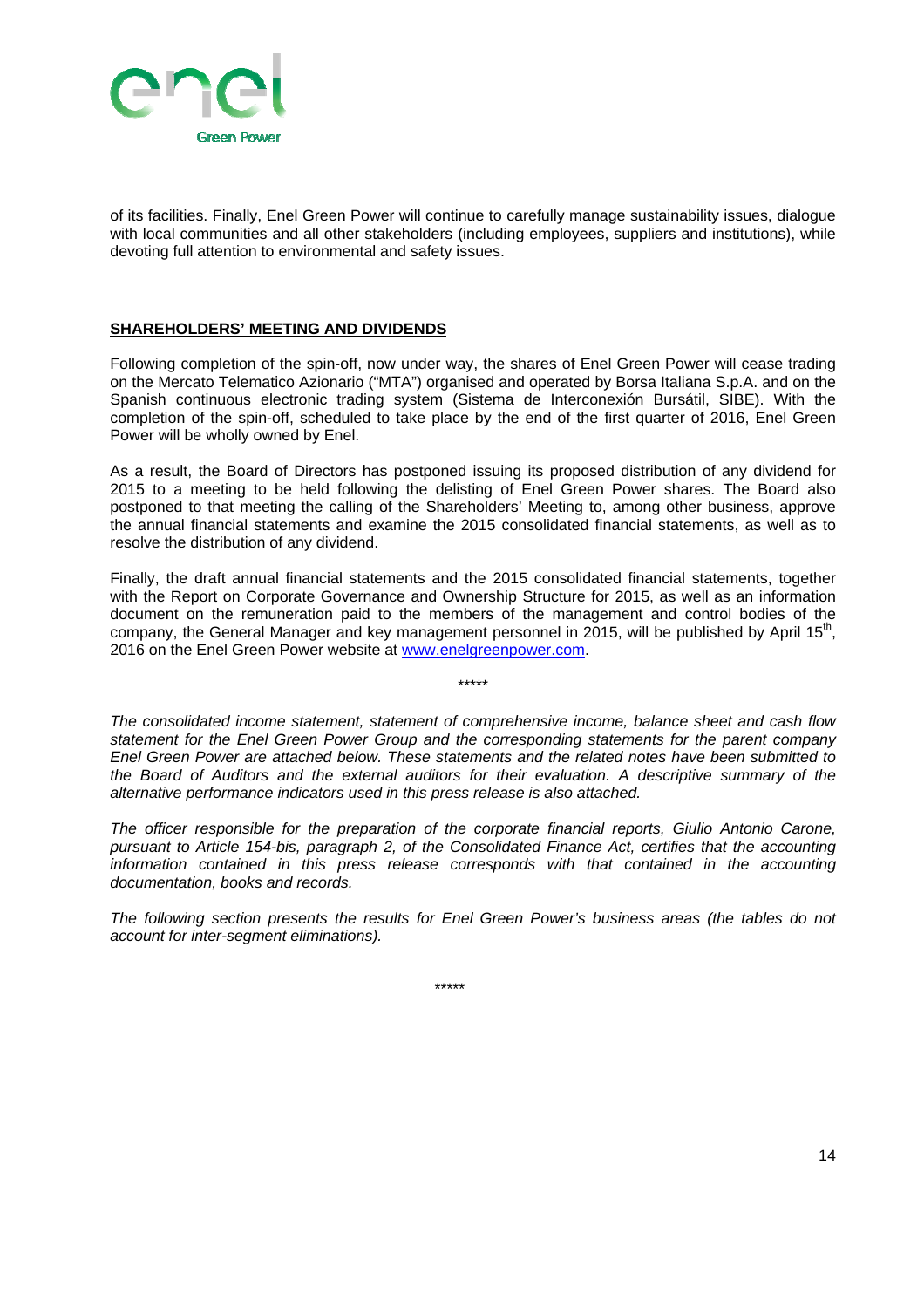of its facilities. Finally, Enel Green Power will continue to carefully manage sustainability issues, dialogue with local communities and all other stakeholders (including employees, suppliers and institutions), while devoting full attention to environmental and safety issues.

**SHAREHOLDERS' MEETING AND DIVIDENDS**

Following completion of the spin-off, now under way, the shares of Enel Green Power will cease trading on the Mercato Telematico Azionario ("MTA") organised and operated by Borsa Italiana S.p.A. and on the Spanish continuous electronic trading system (Sistema de Interconexión Bursátil, SIBE). With the completion of the spin-off, scheduled to take place by the end of the first quarter of 2016, Enel Green Power will be wholly owned by Enel.

As a result, the Board of Directors has postponed issuing its proposed distribution of any dividend for 2015 to a meeting to be held following the delisting of Enel Green Power shares. The Board also postponed to that meeting the calling of the Shareholders' Meeting to, among other business, approve the annual financial statements and examine the 2015 consolidated financial statements, as well as to resolve the distribution of any dividend.

Finally, the draft annual financial statements and the 2015 consolidated financial statements, together with the Report on Corporate Governance and Ownership Structure for 2015, as well as an information document on the remuneration paid to the members of the management and control bodies of the company, the General Manager and key management personnel in 2015, will be published by April 15th, 2016 on the Enel Green Power website at www.enelgreenpower.com.

*****

*The consolidated income statement, statement of comprehensive income, balance sheet and cash flow statement for the Enel Green Power Group and the corresponding statements for the parent company Enel Green Power are attached below. These statements and the related notes have been submitted to the Board of Auditors and the external auditors for their evaluation. A descriptive summary of the alternative performance indicators used in this press release is also attached.*

*The officer responsible for the preparation of the corporate financial reports, Giulio Antonio Carone, pursuant to Article 154-bis, paragraph 2, of the Consolidated Finance Act, certifies that the accounting information contained in this press release corresponds with that contained in the accounting documentation, books and records.*

*The following section presents the results for Enel Green Power's business areas (the tables do not account for inter-segment eliminations).*

*****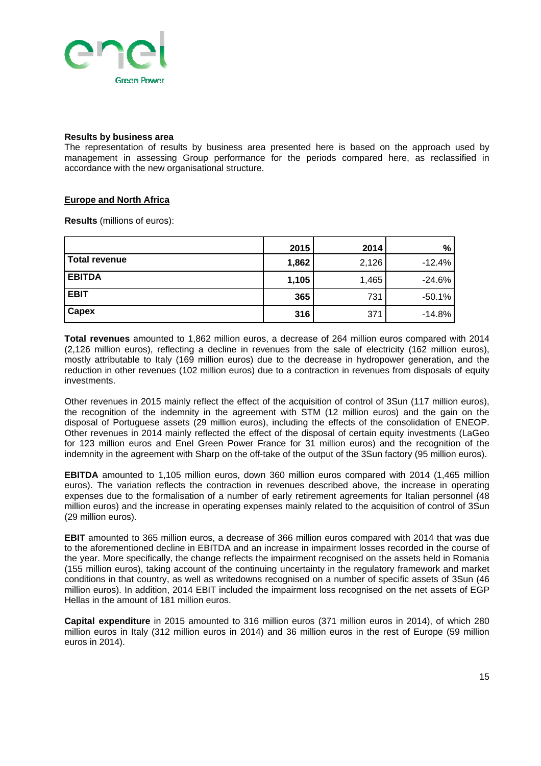**Results by business area**

The representation of results by business area presented here is based on the approach used by management in assessing Group performance for the periods compared here, as reclassified in accordance with the new organisational structure.

**Europe and North Africa**

**Results** (millions of euros):

| | 2015 | 2014 | % |
|---|---|---|---|
| **Total revenue** | **1,862** | 2,126 | -12.4% |
| **EBITDA** | **1,105** | 1,465 | -24.6% |
| **EBIT** | **365** | 731 | -50.1% |
| **Capex** | **316** | 371 | -14.8% |

**Total revenues** amounted to 1,862 million euros, a decrease of 264 million euros compared with 2014 (2,126 million euros), reflecting a decline in revenues from the sale of electricity (162 million euros), mostly attributable to Italy (169 million euros) due to the decrease in hydropower generation, and the reduction in other revenues (102 million euros) due to a contraction in revenues from disposals of equity investments.

Other revenues in 2015 mainly reflect the effect of the acquisition of control of 3Sun (117 million euros), the recognition of the indemnity in the agreement with STM (12 million euros) and the gain on the disposal of Portuguese assets (29 million euros), including the effects of the consolidation of ENEOP. Other revenues in 2014 mainly reflected the effect of the disposal of certain equity investments (LaGeo for 123 million euros and Enel Green Power France for 31 million euros) and the recognition of the indemnity in the agreement with Sharp on the off-take of the output of the 3Sun factory (95 million euros).

**EBITDA** amounted to 1,105 million euros, down 360 million euros compared with 2014 (1,465 million euros). The variation reflects the contraction in revenues described above, the increase in operating expenses due to the formalisation of a number of early retirement agreements for Italian personnel (48 million euros) and the increase in operating expenses mainly related to the acquisition of control of 3Sun (29 million euros).

**EBIT** amounted to 365 million euros, a decrease of 366 million euros compared with 2014 that was due to the aforementioned decline in EBITDA and an increase in impairment losses recorded in the course of the year. More specifically, the change reflects the impairment recognised on the assets held in Romania (155 million euros), taking account of the continuing uncertainty in the regulatory framework and market conditions in that country, as well as writedowns recognised on a number of specific assets of 3Sun (46 million euros). In addition, 2014 EBIT included the impairment loss recognised on the net assets of EGP Hellas in the amount of 181 million euros.

**Capital expenditure** in 2015 amounted to 316 million euros (371 million euros in 2014), of which 280 million euros in Italy (312 million euros in 2014) and 36 million euros in the rest of Europe (59 million euros in 2014).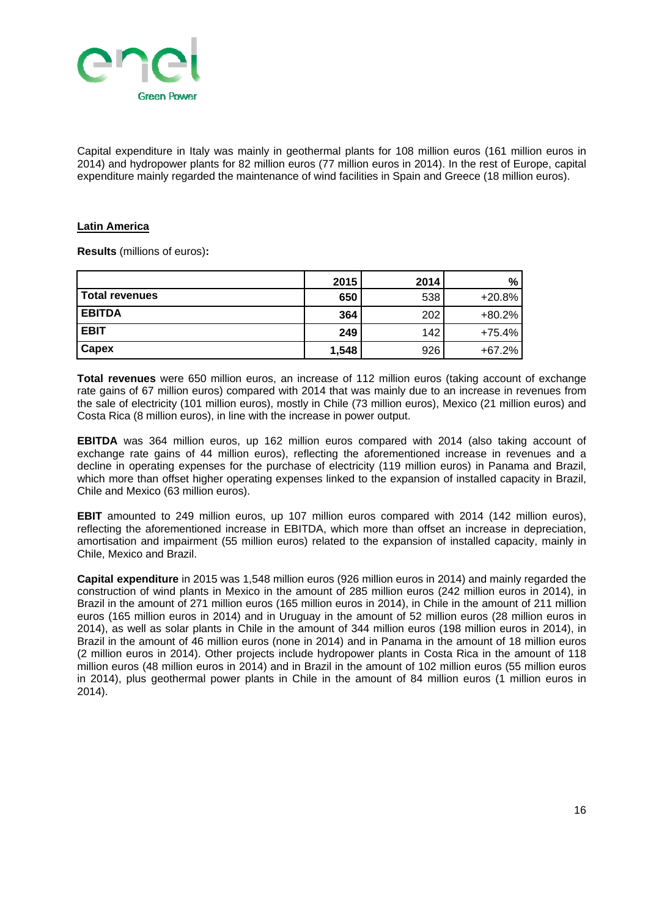Capital expenditure in Italy was mainly in geothermal plants for 108 million euros (161 million euros in 2014) and hydropower plants for 82 million euros (77 million euros in 2014). In the rest of Europe, capital expenditure mainly regarded the maintenance of wind facilities in Spain and Greece (18 million euros).

## Latin America

**Results** (millions of euros)**:**

| | 2015 | 2014 | % |
|---|---|---|---|
| **Total revenues** | **650** | 538 | +20.8% |
| **EBITDA** | **364** | 202 | +80.2% |
| **EBIT** | **249** | 142 | +75.4% |
| **Capex** | **1,548** | 926 | +67.2% |

**Total revenues** were 650 million euros, an increase of 112 million euros (taking account of exchange rate gains of 67 million euros) compared with 2014 that was mainly due to an increase in revenues from the sale of electricity (101 million euros), mostly in Chile (73 million euros), Mexico (21 million euros) and Costa Rica (8 million euros), in line with the increase in power output.

**EBITDA** was 364 million euros, up 162 million euros compared with 2014 (also taking account of exchange rate gains of 44 million euros), reflecting the aforementioned increase in revenues and a decline in operating expenses for the purchase of electricity (119 million euros) in Panama and Brazil, which more than offset higher operating expenses linked to the expansion of installed capacity in Brazil, Chile and Mexico (63 million euros).

**EBIT** amounted to 249 million euros, up 107 million euros compared with 2014 (142 million euros), reflecting the aforementioned increase in EBITDA, which more than offset an increase in depreciation, amortisation and impairment (55 million euros) related to the expansion of installed capacity, mainly in Chile, Mexico and Brazil.

**Capital expenditure** in 2015 was 1,548 million euros (926 million euros in 2014) and mainly regarded the construction of wind plants in Mexico in the amount of 285 million euros (242 million euros in 2014), in Brazil in the amount of 271 million euros (165 million euros in 2014), in Chile in the amount of 211 million euros (165 million euros in 2014) and in Uruguay in the amount of 52 million euros (28 million euros in 2014), as well as solar plants in Chile in the amount of 344 million euros (198 million euros in 2014), in Brazil in the amount of 46 million euros (none in 2014) and in Panama in the amount of 18 million euros (2 million euros in 2014). Other projects include hydropower plants in Costa Rica in the amount of 118 million euros (48 million euros in 2014) and in Brazil in the amount of 102 million euros (55 million euros in 2014), plus geothermal power plants in Chile in the amount of 84 million euros (1 million euros in 2014).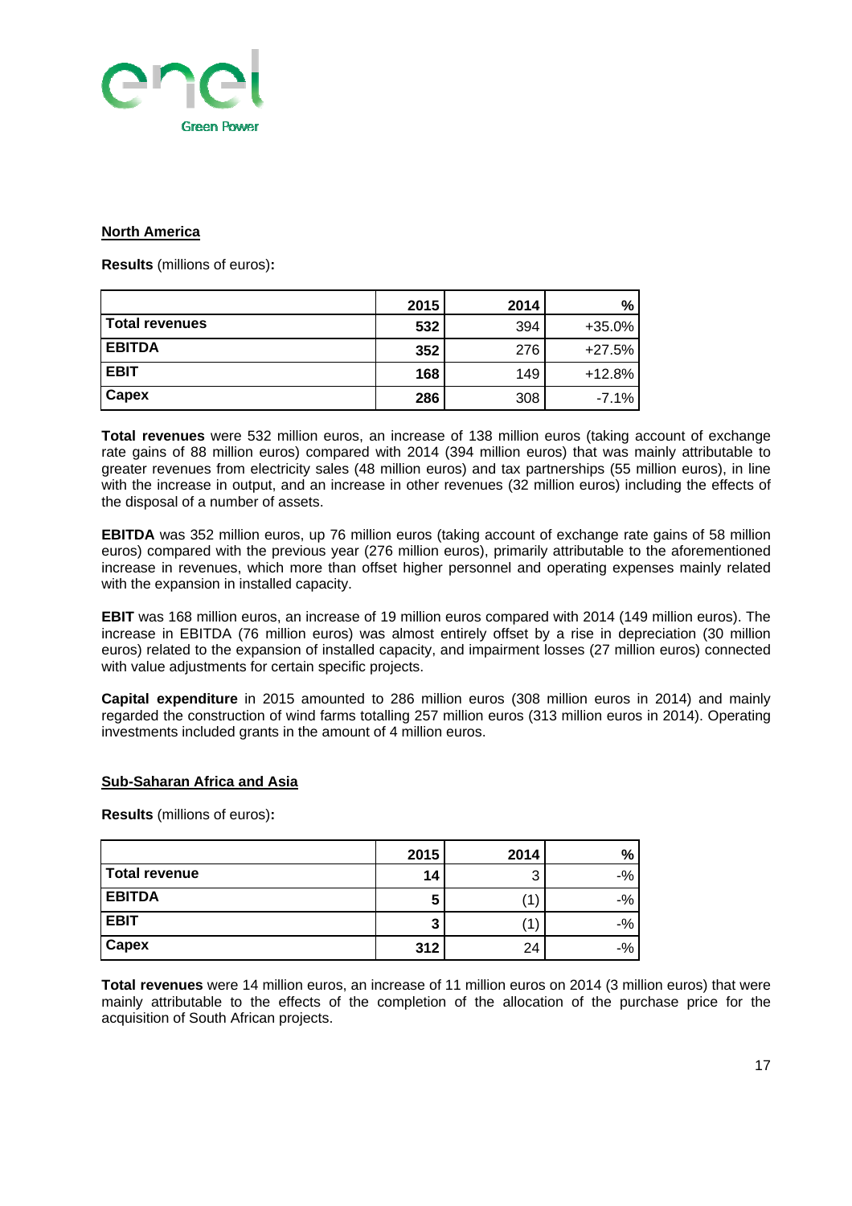**North America**

**Results** (millions of euros)**:**

| | 2015 | 2014 | % |
|---|---|---|---|
| **Total revenues** | **532** | 394 | +35.0% |
| **EBITDA** | **352** | 276 | +27.5% |
| **EBIT** | **168** | 149 | +12.8% |
| **Capex** | **286** | 308 | -7.1% |

**Total revenues** were 532 million euros, an increase of 138 million euros (taking account of exchange rate gains of 88 million euros) compared with 2014 (394 million euros) that was mainly attributable to greater revenues from electricity sales (48 million euros) and tax partnerships (55 million euros), in line with the increase in output, and an increase in other revenues (32 million euros) including the effects of the disposal of a number of assets.

**EBITDA** was 352 million euros, up 76 million euros (taking account of exchange rate gains of 58 million euros) compared with the previous year (276 million euros), primarily attributable to the aforementioned increase in revenues, which more than offset higher personnel and operating expenses mainly related with the expansion in installed capacity.

**EBIT** was 168 million euros, an increase of 19 million euros compared with 2014 (149 million euros). The increase in EBITDA (76 million euros) was almost entirely offset by a rise in depreciation (30 million euros) related to the expansion of installed capacity, and impairment losses (27 million euros) connected with value adjustments for certain specific projects.

**Capital expenditure** in 2015 amounted to 286 million euros (308 million euros in 2014) and mainly regarded the construction of wind farms totalling 257 million euros (313 million euros in 2014). Operating investments included grants in the amount of 4 million euros.

**Sub-Saharan Africa and Asia**

**Results** (millions of euros)**:**

| | 2015 | 2014 | % |
|---|---|---|---|
| **Total revenue** | **14** | 3 | -% |
| **EBITDA** | **5** | (1) | -% |
| **EBIT** | **3** | (1) | -% |
| **Capex** | **312** | 24 | -% |

**Total revenues** were 14 million euros, an increase of 11 million euros on 2014 (3 million euros) that were mainly attributable to the effects of the completion of the allocation of the purchase price for the acquisition of South African projects.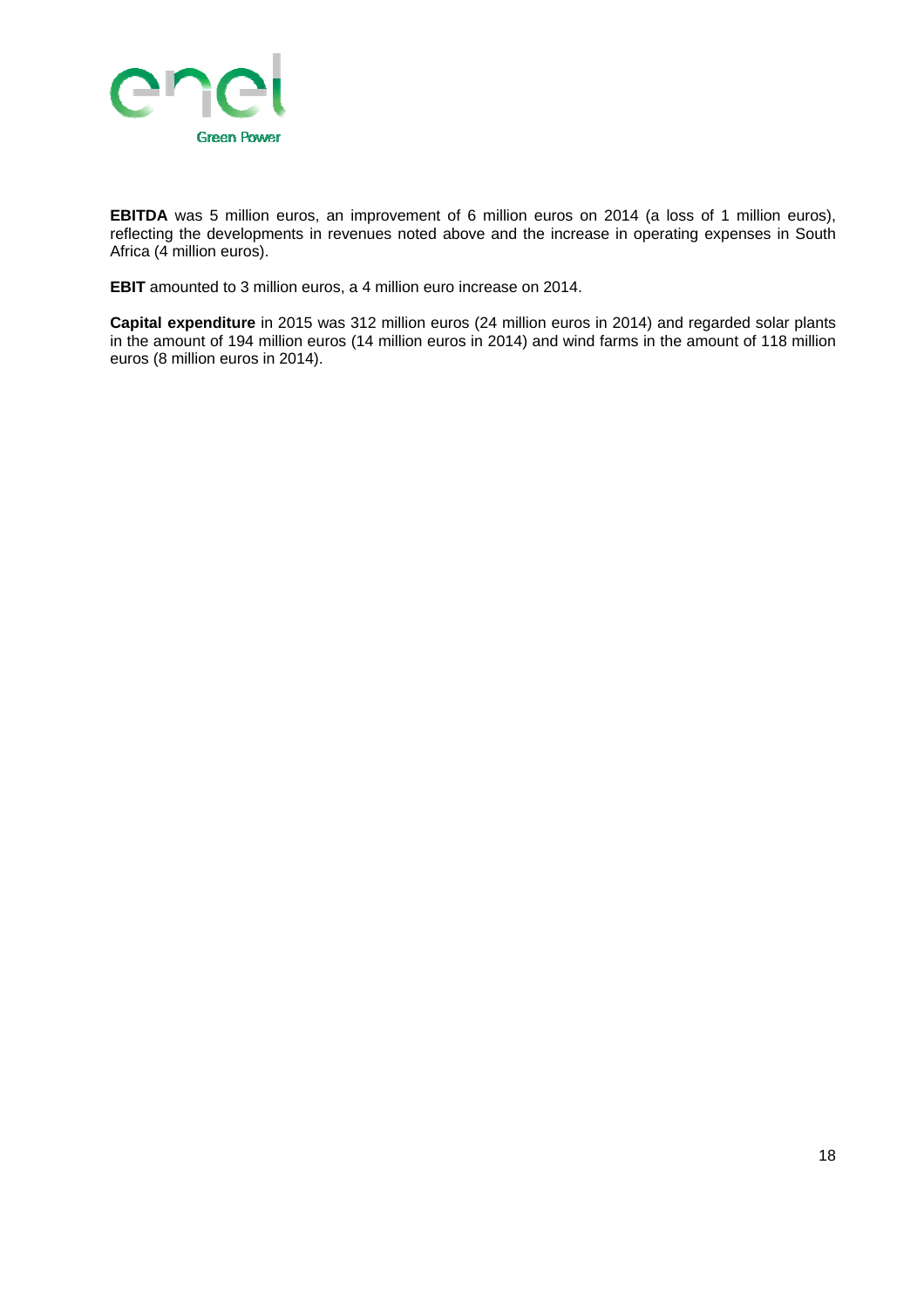**EBITDA** was 5 million euros, an improvement of 6 million euros on 2014 (a loss of 1 million euros), reflecting the developments in revenues noted above and the increase in operating expenses in South Africa (4 million euros).

**EBIT** amounted to 3 million euros, a 4 million euro increase on 2014.

**Capital expenditure** in 2015 was 312 million euros (24 million euros in 2014) and regarded solar plants in the amount of 194 million euros (14 million euros in 2014) and wind farms in the amount of 118 million euros (8 million euros in 2014).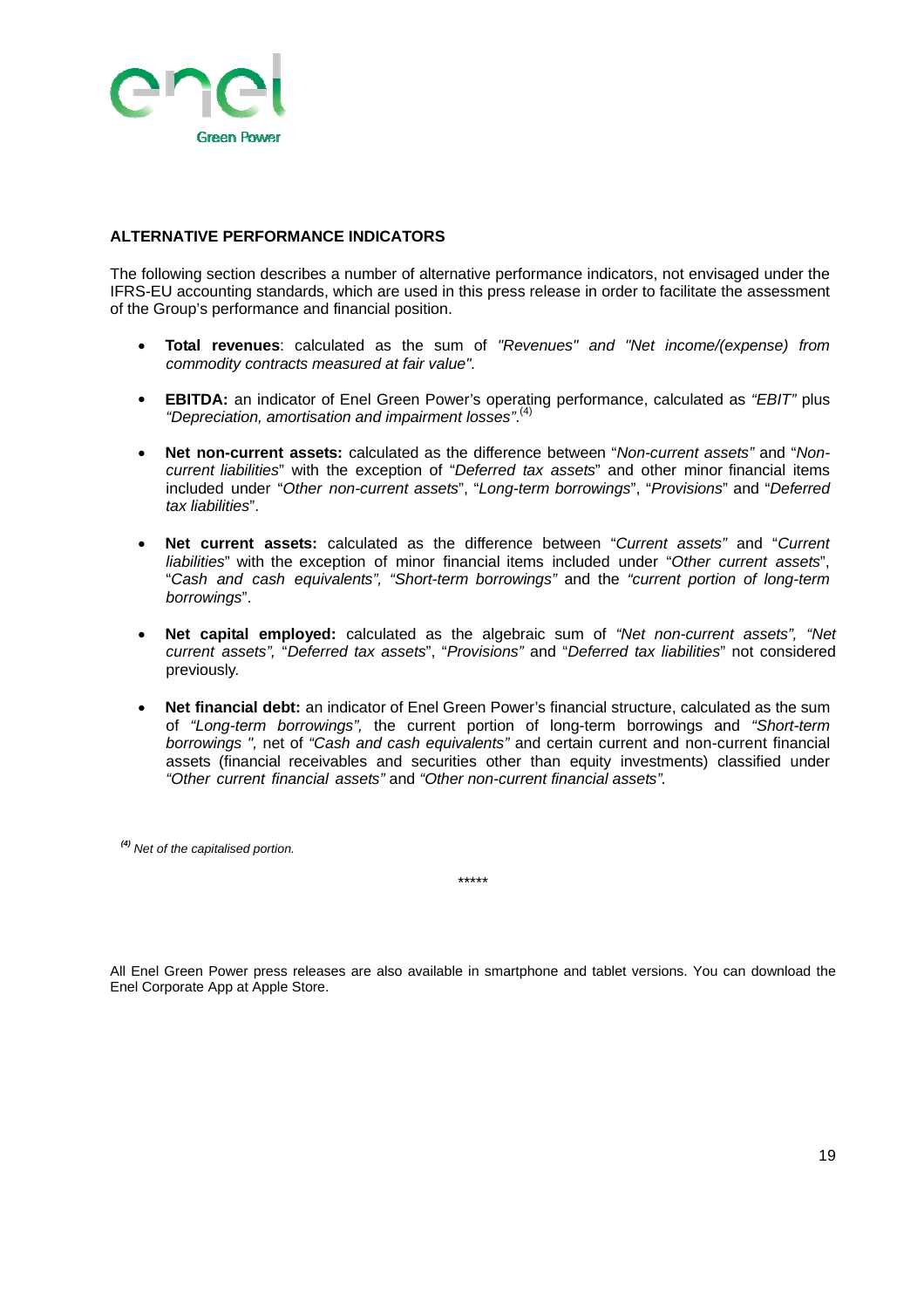**ALTERNATIVE PERFORMANCE INDICATORS**

The following section describes a number of alternative performance indicators, not envisaged under the IFRS-EU accounting standards, which are used in this press release in order to facilitate the assessment of the Group's performance and financial position.

- **Total revenues**: calculated as the sum of *"Revenues" and "Net income/(expense) from commodity contracts measured at fair value"*.
- **EBITDA:** an indicator of Enel Green Power's operating performance, calculated as *"EBIT"* plus *"Depreciation, amortisation and impairment losses"*.[4]
- **Net non-current assets:** calculated as the difference between "*Non-current assets"* and "*Non-current liabilities*" with the exception of "*Deferred tax assets*" and other minor financial items included under "*Other non-current assets*", "*Long-term borrowings*", "*Provisions*" and "*Deferred tax liabilities*".
- **Net current assets:** calculated as the difference between "*Current assets"* and "*Current liabilities*" with the exception of minor financial items included under "*Other current assets*", "*Cash and cash equivalents", "Short-term borrowings"* and the *"current portion of long-term borrowings*".
- **Net capital employed:** calculated as the algebraic sum of *"Net non-current assets", "Net current assets",* "*Deferred tax assets*", "*Provisions"* and "*Deferred tax liabilities*" not considered previously.
- **Net financial debt:** an indicator of Enel Green Power's financial structure, calculated as the sum of *"Long-term borrowings",* the current portion of long-term borrowings and *"Short-term borrowings ",* net of *"Cash and cash equivalents"* and certain current and non-current financial assets (financial receivables and securities other than equity investments) classified under *"Other current financial assets"* and *"Other non-current financial assets"*.

[4] *Net of the capitalised portion.*

\*\*\*\*\*

All Enel Green Power press releases are also available in smartphone and tablet versions. You can download the Enel Corporate App at Apple Store.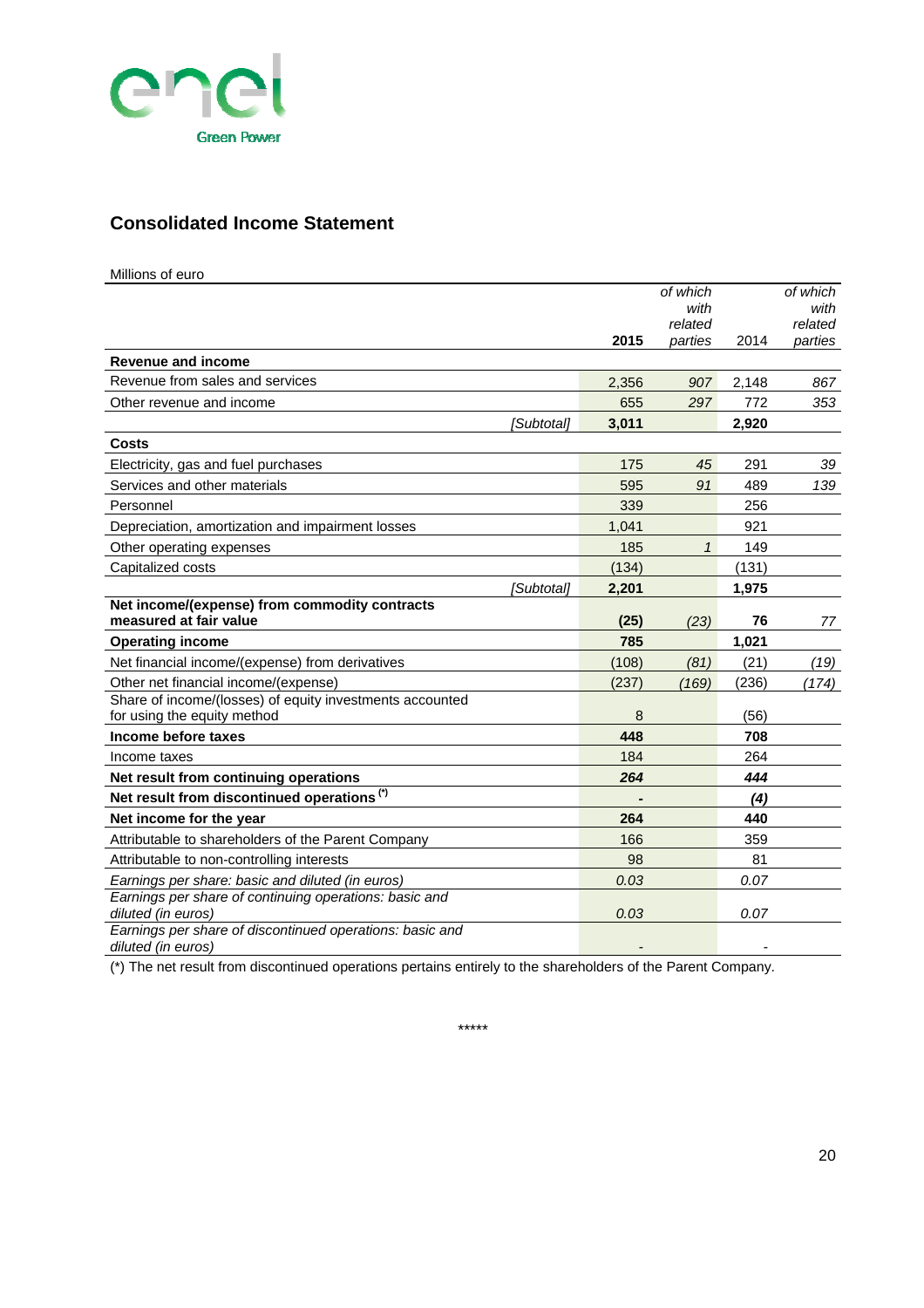## Consolidated Income Statement

Millions of euro

| | | 2015 | *of which with related parties* | 2014 | *of which with related parties* |
|---|---|---|---|---|---|
| **Revenue and income** | | | | | |
| Revenue from sales and services | | 2,356 | *907* | 2,148 | *867* |
| Other revenue and income | | 655 | *297* | 772 | *353* |
| | *[Subtotal]* | **3,011** | | **2,920** | |
| **Costs** | | | | | |
| Electricity, gas and fuel purchases | | 175 | *45* | 291 | *39* |
| Services and other materials | | 595 | *91* | 489 | *139* |
| Personnel | | 339 | | 256 | |
| Depreciation, amortization and impairment losses | | 1,041 | | 921 | |
| Other operating expenses | | 185 | *1* | 149 | |
| Capitalized costs | | (134) | | (131) | |
| | *[Subtotal]* | **2,201** | | **1,975** | |
| **Net income/(expense) from commodity contracts measured at fair value** | | **(25)** | *(23)* | **76** | *77* |
| **Operating income** | | **785** | | **1,021** | |
| Net financial income/(expense) from derivatives | | (108) | *(81)* | (21) | *(19)* |
| Other net financial income/(expense) | | (237) | *(169)* | (236) | *(174)* |
| Share of income/(losses) of equity investments accounted for using the equity method | | 8 | | (56) | |
| **Income before taxes** | | **448** | | **708** | |
| Income taxes | | 184 | | 264 | |
| **Net result from continuing operations** | | ***264*** | | ***444*** | |
| **Net result from discontinued operations (\*)** | | **-** | | ***(4)*** | |
| **Net income for the year** | | **264** | | **440** | |
| Attributable to shareholders of the Parent Company | | 166 | | 359 | |
| Attributable to non-controlling interests | | 98 | | 81 | |
| *Earnings per share: basic and diluted (in euros)* | | *0.03* | | *0.07* | |
| *Earnings per share of continuing operations: basic and diluted (in euros)* | | *0.03* | | *0.07* | |
| *Earnings per share of discontinued operations: basic and diluted (in euros)* | | - | | - | |

(\*) The net result from discontinued operations pertains entirely to the shareholders of the Parent Company.

\*\*\*\*\*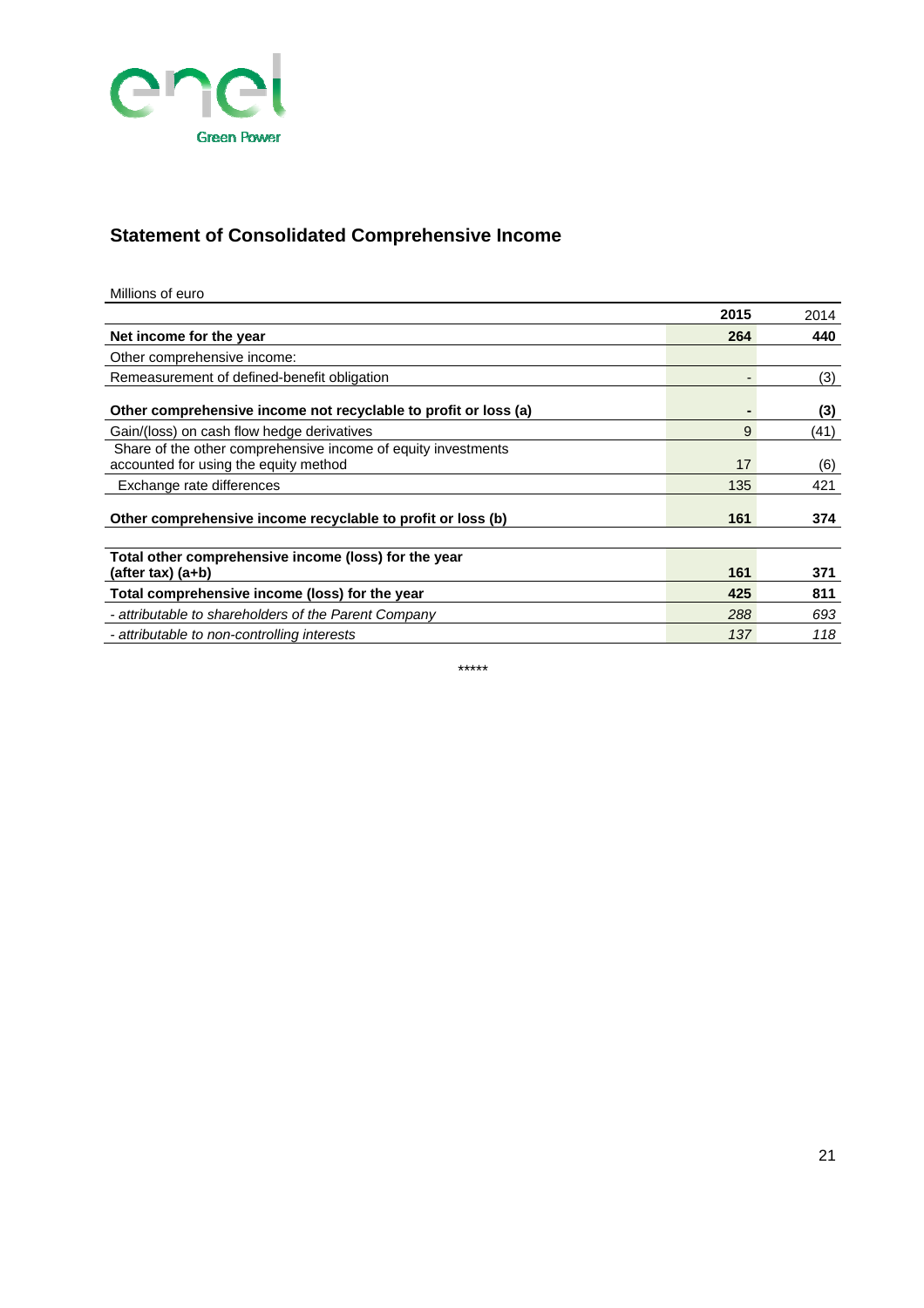## Statement of Consolidated Comprehensive Income

Millions of euro

| | 2015 | 2014 |
|---|---|---|
| **Net income for the year** | **264** | **440** |
| Other comprehensive income: | | |
| Remeasurement of defined-benefit obligation | - | (3) |
| **Other comprehensive income not recyclable to profit or loss (a)** | **-** | **(3)** |
| Gain/(loss) on cash flow hedge derivatives | 9 | (41) |
| Share of the other comprehensive income of equity investments accounted for using the equity method | 17 | (6) |
| Exchange rate differences | 135 | 421 |
| **Other comprehensive income recyclable to profit or loss (b)** | **161** | **374** |
| **Total other comprehensive income (loss) for the year (after tax) (a+b)** | **161** | **371** |
| **Total comprehensive income (loss) for the year** | **425** | **811** |
| *- attributable to shareholders of the Parent Company* | *288* | *693* |
| *- attributable to non-controlling interests* | *137* | *118* |

*****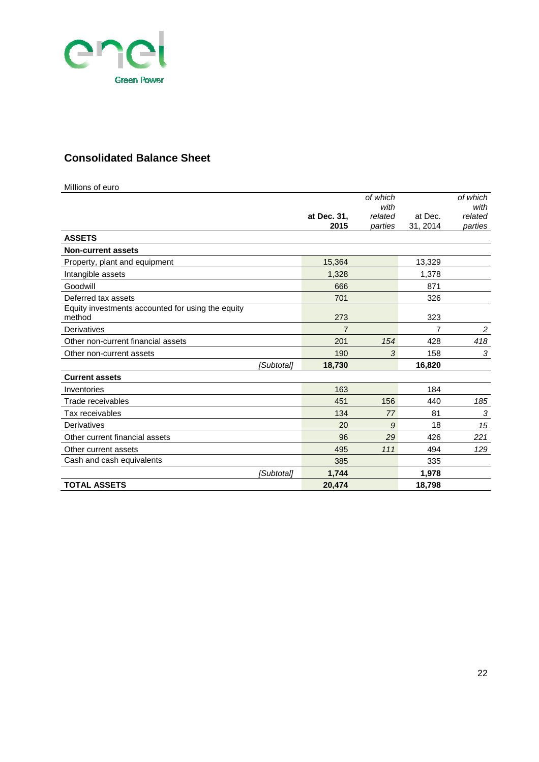## Consolidated Balance Sheet

Millions of euro

| | at Dec. 31, 2015 | *of which with related parties* | at Dec. 31, 2014 | *of which with related parties* |
|---|---|---|---|---|
| **ASSETS** | | | | |
| **Non-current assets** | | | | |
| Property, plant and equipment | 15,364 | | 13,329 | |
| Intangible assets | 1,328 | | 1,378 | |
| Goodwill | 666 | | 871 | |
| Deferred tax assets | 701 | | 326 | |
| Equity investments accounted for using the equity method | 273 | | 323 | |
| Derivatives | 7 | | 7 | *2* |
| Other non-current financial assets | 201 | *154* | 428 | *418* |
| Other non-current assets | 190 | *3* | 158 | *3* |
| *[Subtotal]* | **18,730** | | **16,820** | |
| **Current assets** | | | | |
| Inventories | 163 | | 184 | |
| Trade receivables | 451 | 156 | 440 | *185* |
| Tax receivables | 134 | *77* | 81 | *3* |
| Derivatives | 20 | *9* | 18 | *15* |
| Other current financial assets | 96 | *29* | 426 | *221* |
| Other current assets | 495 | *111* | 494 | *129* |
| Cash and cash equivalents | 385 | | 335 | |
| *[Subtotal]* | **1,744** | | **1,978** | |
| **TOTAL ASSETS** | **20,474** | | **18,798** | |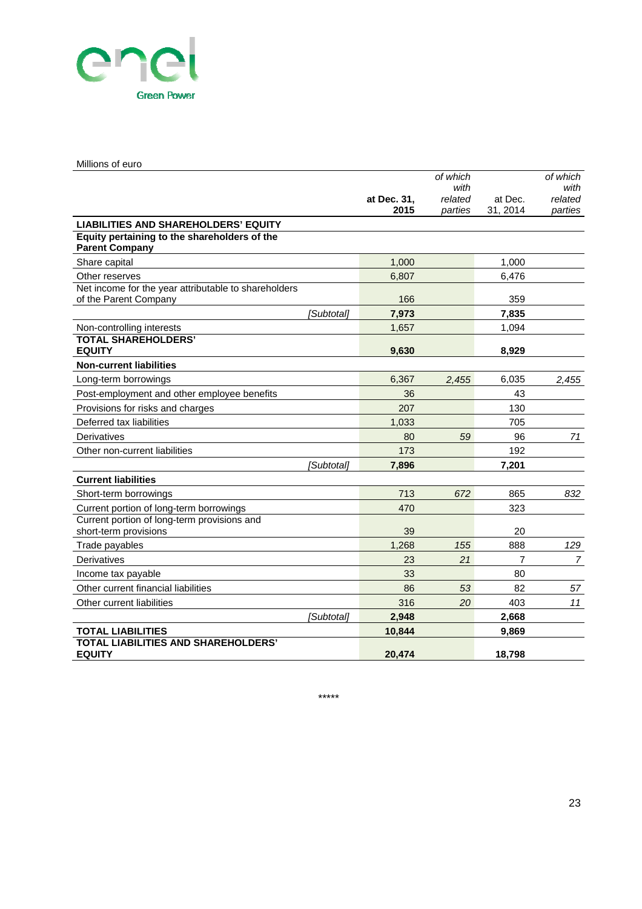Millions of euro

| | at Dec. 31, 2015 | *of which with related parties* | at Dec. 31, 2014 | *of which with related parties* |
|---|---|---|---|---|
| **LIABILITIES AND SHAREHOLDERS' EQUITY** | | | | |
| **Equity pertaining to the shareholders of the Parent Company** | | | | |
| Share capital | 1,000 | | 1,000 | |
| Other reserves | 6,807 | | 6,476 | |
| Net income for the year attributable to shareholders of the Parent Company | 166 | | 359 | |
| *[Subtotal]* | **7,973** | | **7,835** | |
| Non-controlling interests | 1,657 | | 1,094 | |
| **TOTAL SHAREHOLDERS' EQUITY** | **9,630** | | **8,929** | |
| **Non-current liabilities** | | | | |
| Long-term borrowings | 6,367 | *2,455* | 6,035 | *2,455* |
| Post-employment and other employee benefits | 36 | | 43 | |
| Provisions for risks and charges | 207 | | 130 | |
| Deferred tax liabilities | 1,033 | | 705 | |
| Derivatives | 80 | *59* | 96 | *71* |
| Other non-current liabilities | 173 | | 192 | |
| *[Subtotal]* | **7,896** | | **7,201** | |
| **Current liabilities** | | | | |
| Short-term borrowings | 713 | *672* | 865 | *832* |
| Current portion of long-term borrowings | 470 | | 323 | |
| Current portion of long-term provisions and short-term provisions | 39 | | 20 | |
| Trade payables | 1,268 | *155* | 888 | *129* |
| Derivatives | 23 | *21* | 7 | *7* |
| Income tax payable | 33 | | 80 | |
| Other current financial liabilities | 86 | *53* | 82 | *57* |
| Other current liabilities | 316 | *20* | 403 | *11* |
| *[Subtotal]* | **2,948** | | **2,668** | |
| **TOTAL LIABILITIES** | **10,844** | | **9,869** | |
| **TOTAL LIABILITIES AND SHAREHOLDERS' EQUITY** | **20,474** | | **18,798** | |

*****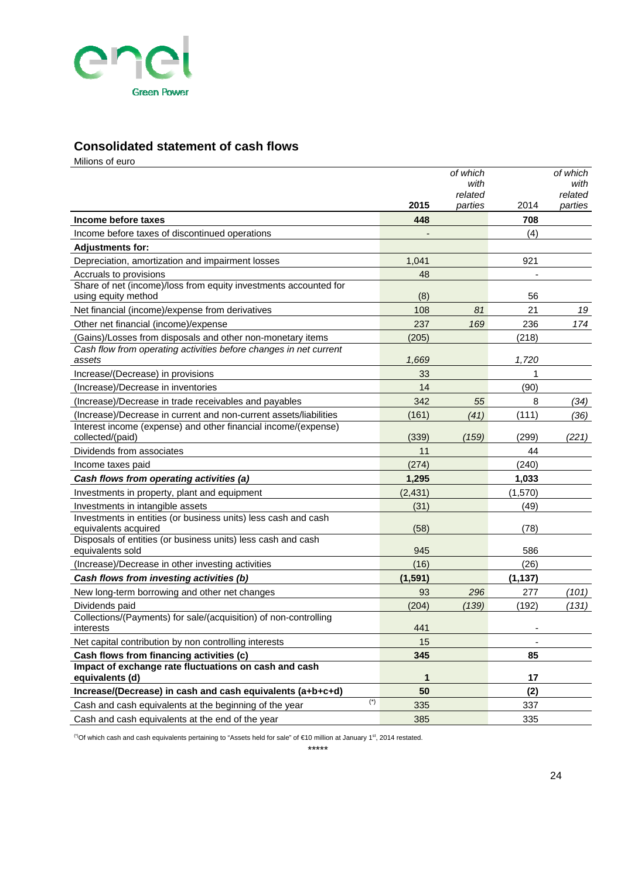## Consolidated statement of cash flows

Milions of euro

| | 2015 | *of which with related parties* | 2014 | *of which with related parties* |
|---|---|---|---|---|
| **Income before taxes** | **448** | | **708** | |
| Income before taxes of discontinued operations | - | | (4) | |
| **Adjustments for:** | | | | |
| Depreciation, amortization and impairment losses | 1,041 | | 921 | |
| Accruals to provisions | 48 | | - | |
| Share of net (income)/loss from equity investments accounted for using equity method | (8) | | 56 | |
| Net financial (income)/expense from derivatives | 108 | *81* | 21 | *19* |
| Other net financial (income)/expense | 237 | *169* | 236 | *174* |
| (Gains)/Losses from disposals and other non-monetary items | (205) | | (218) | |
| *Cash flow from operating activities before changes in net current assets* | *1,669* | | *1,720* | |
| Increase/(Decrease) in provisions | 33 | | 1 | |
| (Increase)/Decrease in inventories | 14 | | (90) | |
| (Increase)/Decrease in trade receivables and payables | 342 | *55* | 8 | *(34)* |
| (Increase)/Decrease in current and non-current assets/liabilities | (161) | *(41)* | (111) | *(36)* |
| Interest income (expense) and other financial income/(expense) collected/(paid) | (339) | *(159)* | (299) | *(221)* |
| Dividends from associates | 11 | | 44 | |
| Income taxes paid | (274) | | (240) | |
| ***Cash flows from operating activities (a)*** | **1,295** | | **1,033** | |
| Investments in property, plant and equipment | (2,431) | | (1,570) | |
| Investments in intangible assets | (31) | | (49) | |
| Investments in entities (or business units) less cash and cash equivalents acquired | (58) | | (78) | |
| Disposals of entities (or business units) less cash and cash equivalents sold | 945 | | 586 | |
| (Increase)/Decrease in other investing activities | (16) | | (26) | |
| ***Cash flows from investing activities (b)*** | **(1,591)** | | **(1,137)** | |
| New long-term borrowing and other net changes | 93 | *296* | 277 | *(101)* |
| Dividends paid | (204) | *(139)* | (192) | *(131)* |
| Collections/(Payments) for sale/(acquisition) of non-controlling interests | 441 | | - | |
| Net capital contribution by non controlling interests | 15 | | - | |
| **Cash flows from financing activities (c)** | **345** | | **85** | |
| **Impact of exchange rate fluctuations on cash and cash equivalents (d)** | **1** | | **17** | |
| **Increase/(Decrease) in cash and cash equivalents (a+b+c+d)** | **50** | | **(2)** | |
| Cash and cash equivalents at the beginning of the year (*) | 335 | | 337 | |
| Cash and cash equivalents at the end of the year | 385 | | 335 | |

(*) Of which cash and cash equivalents pertaining to "Assets held for sale" of €10 million at January 1st, 2014 restated.

*****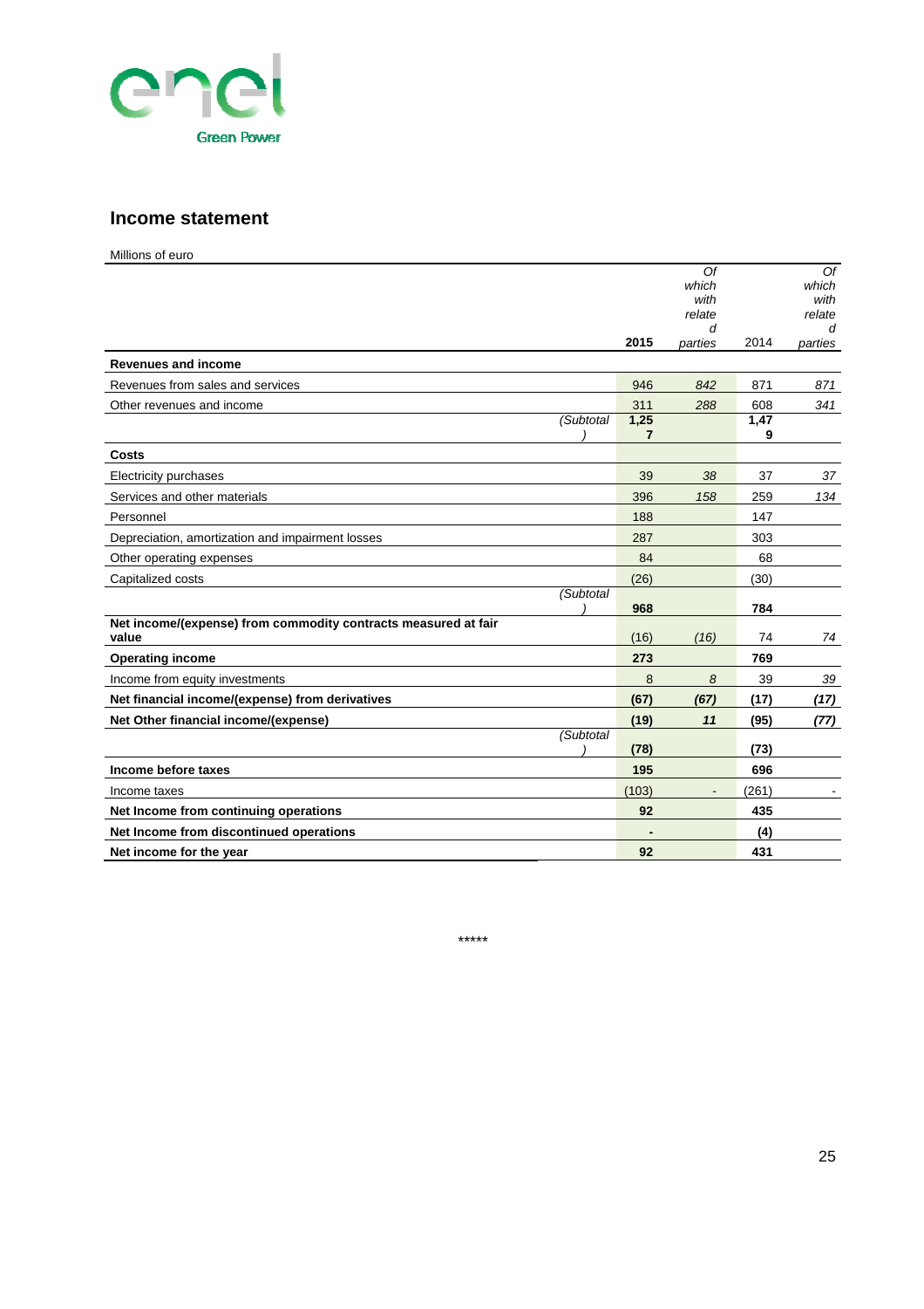## Income statement

Millions of euro

| | | 2015 | *Of which with related parties* | 2014 | *Of which with related parties* |
|---|---|---|---|---|---|
| **Revenues and income** | | | | | |
| Revenues from sales and services | | 946 | *842* | 871 | *871* |
| Other revenues and income | | 311 | *288* | 608 | *341* |
| | *(Subtotal)* | **1,257** | | **1,479** | |
| **Costs** | | | | | |
| Electricity purchases | | 39 | *38* | 37 | *37* |
| Services and other materials | | 396 | *158* | 259 | *134* |
| Personnel | | 188 | | 147 | |
| Depreciation, amortization and impairment losses | | 287 | | 303 | |
| Other operating expenses | | 84 | | 68 | |
| Capitalized costs | | (26) | | (30) | |
| | *(Subtotal)* | **968** | | **784** | |
| **Net income/(expense) from commodity contracts measured at fair value** | | (16) | *(16)* | 74 | *74* |
| **Operating income** | | **273** | | **769** | |
| Income from equity investments | | 8 | *8* | 39 | *39* |
| **Net financial income/(expense) from derivatives** | | **(67)** | ***(67)*** | **(17)** | ***(17)*** |
| **Net Other financial income/(expense)** | | **(19)** | ***11*** | **(95)** | ***(77)*** |
| | *(Subtotal)* | **(78)** | | **(73)** | |
| **Income before taxes** | | **195** | | **696** | |
| Income taxes | | (103) | - | (261) | - |
| **Net Income from continuing operations** | | **92** | | **435** | |
| **Net Income from discontinued operations** | | **-** | | **(4)** | |
| **Net income for the year** | | **92** | | **431** | |

*****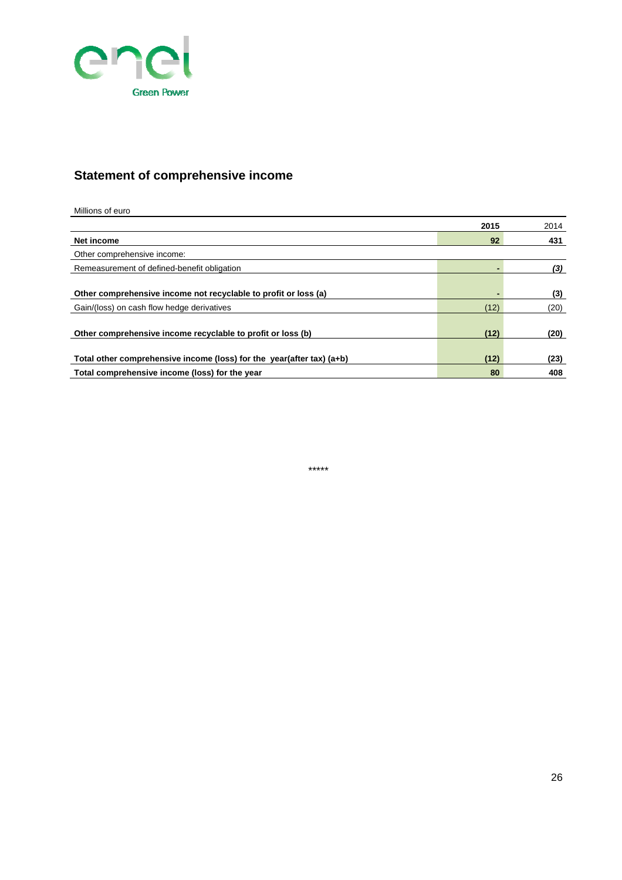## Statement of comprehensive income

Millions of euro

| | 2015 | 2014 |
|---|---|---|
| **Net income** | **92** | **431** |
| Other comprehensive income: | | |
| Remeasurement of defined-benefit obligation | - | *(3)* |
| **Other comprehensive income not recyclable to profit or loss (a)** | **-** | **(3)** |
| Gain/(loss) on cash flow hedge derivatives | (12) | (20) |
| **Other comprehensive income recyclable to profit or loss (b)** | **(12)** | **(20)** |
| **Total other comprehensive income (loss) for the year(after tax) (a+b)** | **(12)** | **(23)** |
| **Total comprehensive income (loss) for the year** | **80** | **408** |

*****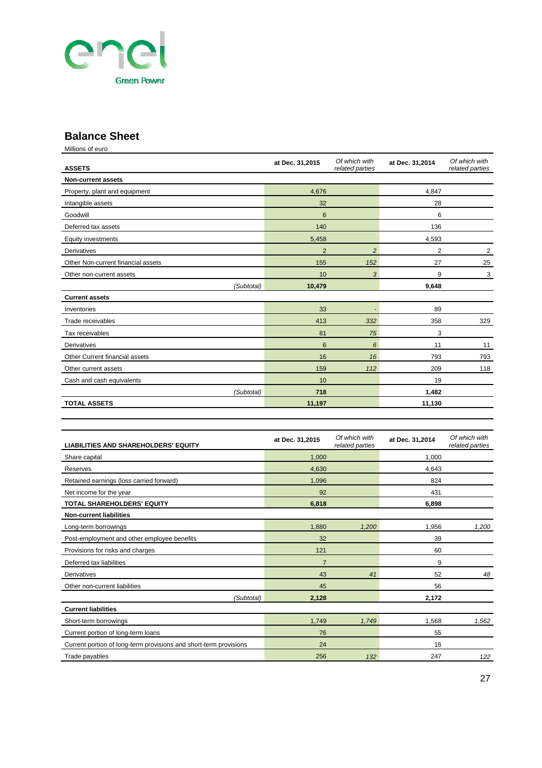## Balance Sheet

Millions of euro

| ASSETS | at Dec. 31,2015 | *Of which with related parties* | at Dec. 31,2014 | *Of which with related parties* |
|---|---|---|---|---|
| **Non-current assets** | | | | |
| Property, plant and equipment | 4,676 | | 4,847 | |
| Intangible assets | 32 | | 28 | |
| Goodwill | 6 | | 6 | |
| Deferred tax assets | 140 | | 136 | |
| Equity investments | 5,458 | | 4,593 | |
| Derivatives | 2 | *2* | 2 | 2 |
| Other Non-current financial assets | 155 | *152* | 27 | 25 |
| Other non-current assets | 10 | *3* | 9 | 3 |
| *(Subtotal)* | **10,479** | | **9,648** | |
| **Current assets** | | | | |
| Inventories | 33 | *-* | 89 | |
| Trade receivables | 413 | *332* | 358 | 329 |
| Tax receivables | 81 | *75* | 3 | |
| Derivatives | 6 | *6* | 11 | 11 |
| Other Current financial assets | 16 | *16* | 793 | 793 |
| Other current assets | 159 | *112* | 209 | 118 |
| Cash and cash equivalents | 10 | | 19 | |
| *(Subtotal)* | **718** | | **1,482** | |
| **TOTAL ASSETS** | **11,197** | | **11,130** | |

| LIABILITIES AND SHAREHOLDERS' EQUITY | at Dec. 31,2015 | *Of which with related parties* | at Dec. 31,2014 | *Of which with related parties* |
|---|---|---|---|---|
| Share capital | 1,000 | | 1,000 | |
| Reserves | 4,630 | | 4,643 | |
| Retained earnings (loss carried forward) | 1,096 | | 824 | |
| Net income for the year | 92 | | 431 | |
| **TOTAL SHAREHOLDERS' EQUITY** | **6,818** | | **6,898** | |
| **Non-current liabilities** | | | | |
| Long-term borrowings | 1,880 | *1,200* | 1,956 | *1,200* |
| Post-employment and other employee benefits | 32 | | 39 | |
| Provisions for risks and charges | 121 | | 60 | |
| Deferred tax liabilities | 7 | | 9 | |
| Derivatives | 43 | *41* | 52 | *48* |
| Other non-current liabilities | 45 | | 56 | |
| *(Subtotal)* | **2,128** | | **2,172** | |
| **Current liabilities** | | | | |
| Short-term borrowings | 1,749 | *1,749* | 1,568 | *1,562* |
| Current portion of long-term loans | 76 | | 55 | |
| Current portion of long-term provisions and short-term provisions | 24 | | 16 | |
| Trade payables | 256 | *132* | 247 | *122* |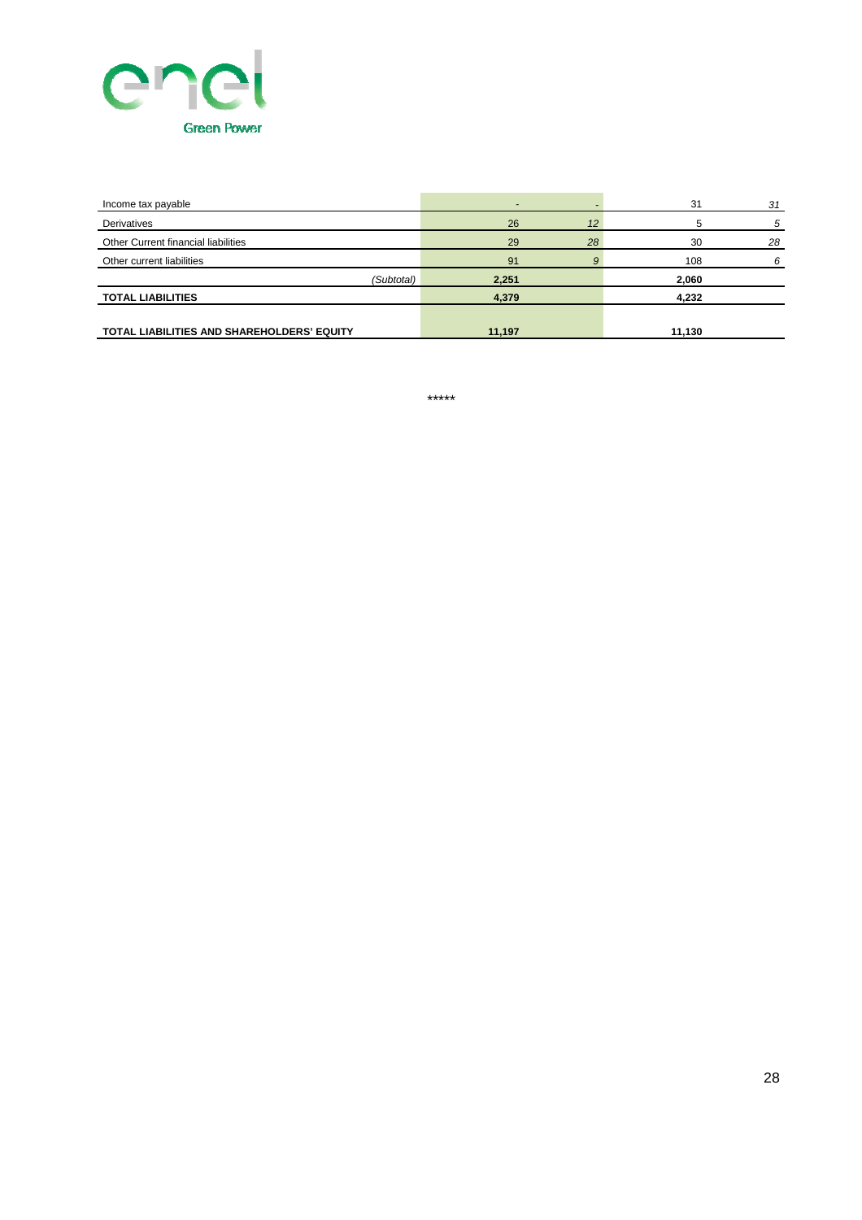| | | | | |
|---|---|---|---|---|
| Income tax payable | - | - | 31 | *31* |
| Derivatives | 26 | *12* | 5 | *5* |
| Other Current financial liabilities | 29 | *28* | 30 | *28* |
| Other current liabilities | 91 | *9* | 108 | *6* |
| *(Subtotal)* | **2,251** | | **2,060** | |
| **TOTAL LIABILITIES** | **4,379** | | **4,232** | |
| **TOTAL LIABILITIES AND SHAREHOLDERS' EQUITY** | **11,197** | | **11,130** | |

*****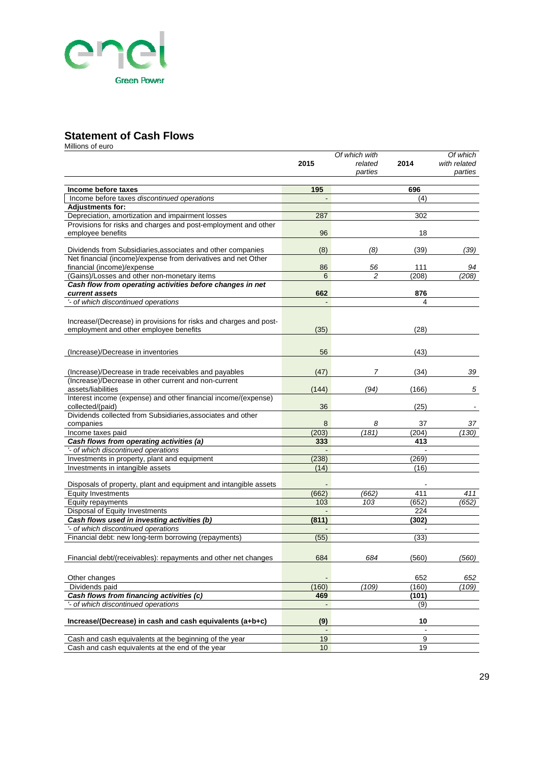## Statement of Cash Flows

Millions of euro

| | 2015 | *Of which with related parties* | 2014 | *Of which with related parties* |
|---|---|---|---|---|
| **Income before taxes** | **195** | | **696** | |
| Income before taxes *discontinued operations* | - | | (4) | |
| **Adjustments for:** | | | | |
| Depreciation, amortization and impairment losses | 287 | | 302 | |
| Provisions for risks and charges and post-employment and other employee benefits | 96 | | 18 | |
| Dividends from Subsidiaries,associates and other companies | (8) | *(8)* | (39) | *(39)* |
| Net financial (income)/expense from derivatives and net Other financial (income)/expense | 86 | *56* | 111 | *94* |
| (Gains)/Losses and other non-monetary items | 6 | *2* | (208) | *(208)* |
| ***Cash flow from operating activities before changes in net current assets*** | **662** | | **876** | |
| *'- of which discontinued operations* | - | | 4 | |
| Increase/(Decrease) in provisions for risks and charges and post-employment and other employee benefits | (35) | | (28) | |
| (Increase)/Decrease in inventories | 56 | | (43) | |
| (Increase)/Decrease in trade receivables and payables | (47) | *7* | (34) | *39* |
| (Increase)/Decrease in other current and non-current assets/liabilities | (144) | *(94)* | (166) | *5* |
| Interest income (expense) and other financial income/(expense) collected/(paid) | 36 | | (25) | *-* |
| Dividends collected from Subsidiaries,associates and other companies | 8 | *8* | 37 | *37* |
| Income taxes paid | (203) | *(181)* | (204) | *(130)* |
| ***Cash flows from operating activities (a)*** | **333** | | **413** | |
| *'- of which discontinued operations* | - | | - | |
| Investments in property, plant and equipment | (238) | | (269) | |
| Investments in intangible assets | (14) | | (16) | |
| Disposals of property, plant and equipment and intangible assets | - | | - | |
| Equity Investments | (662) | *(662)* | 411 | *411* |
| Equity repayments | 103 | *103* | (652) | *(652)* |
| Disposal of Equity Investments | - | | 224 | |
| ***Cash flows used in investing activities (b)*** | **(811)** | | **(302)** | |
| *'- of which discontinued operations* | - | | - | |
| Financial debt: new long-term borrowing (repayments) | (55) | | (33) | |
| Financial debt/(receivables): repayments and other net changes | 684 | *684* | (560) | *(560)* |
| Other changes | - | | 652 | *652* |
| Dividends paid | (160) | *(109)* | (160) | *(109)* |
| ***Cash flows from financing activities (c)*** | **469** | | **(101)** | |
| *'- of which discontinued operations* | - | | (9) | |
| **Increase/(Decrease) in cash and cash equivalents (a+b+c)** | **(9)** | | **10** | |
| | - | | - | |
| Cash and cash equivalents at the beginning of the year | 19 | | 9 | |
| Cash and cash equivalents at the end of the year | 10 | | 19 | |